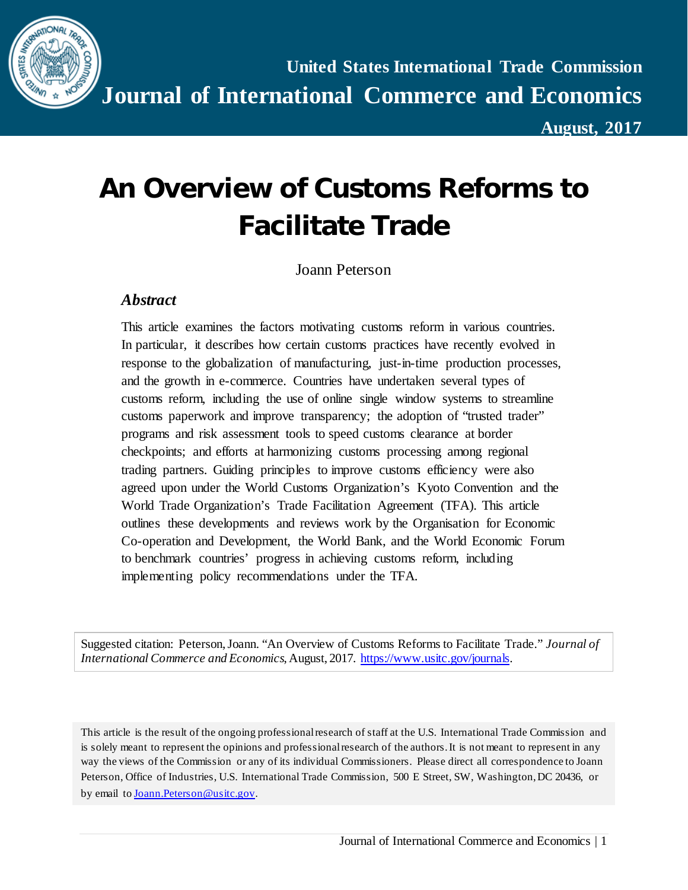United States International Trade Commission

**Journal of International Commerce and Economics**

**August, 2017**

# An Overview of Customs Reforms to Facilitate Trade

Joann Peterson

## *Abstract*

This article examines the factors motivating customs reform in various countries. In particular, it describes how certain customs practices have recently evolved in response to the globalization of manufacturing, just-in-time production processes, and the growth in e-commerce. Countries have undertaken several types of customs reform, including the use of online single window systems to streamline customs paperwork and improve transparency; the adoption of "trusted trader" programs and risk assessment tools to speed customs clearance at border checkpoints; and efforts at harmonizing customs processing among regional trading partners. Guiding principles to improve customs efficiency were also agreed upon under the World Customs Organization's Kyoto Convention and the World Trade Organization's Trade Facilitation Agreement (TFA). This article outlines these developments and reviews work by the Organisation for Economic Co-operation and Development, the World Bank, and the World Economic Forum to benchmark countries' progress in achieving customs reform, including implementing policy recommendations under the TFA.

Suggested citation: Peterson, Joann. "An Overview of Customs Reforms to Facilitate Trade." *Journal of International Commerce and Economics*, August, 2017. https://www.usitc.gov/journals.

This article is the result of the ongoing professional research of staff at the U.S. International Trade Commission and is solely meant to represent the opinions and professional research of the authors. It is not meant to represent in any way the views of the Commission or any of its individual Commissioners. Please direct all correspondence to Joann Peterson, Office of Industries, U.S. International Trade Commission, 500 E Street, SW, Washington, DC 20436, or by email to Joann.Peterson@usitc.gov.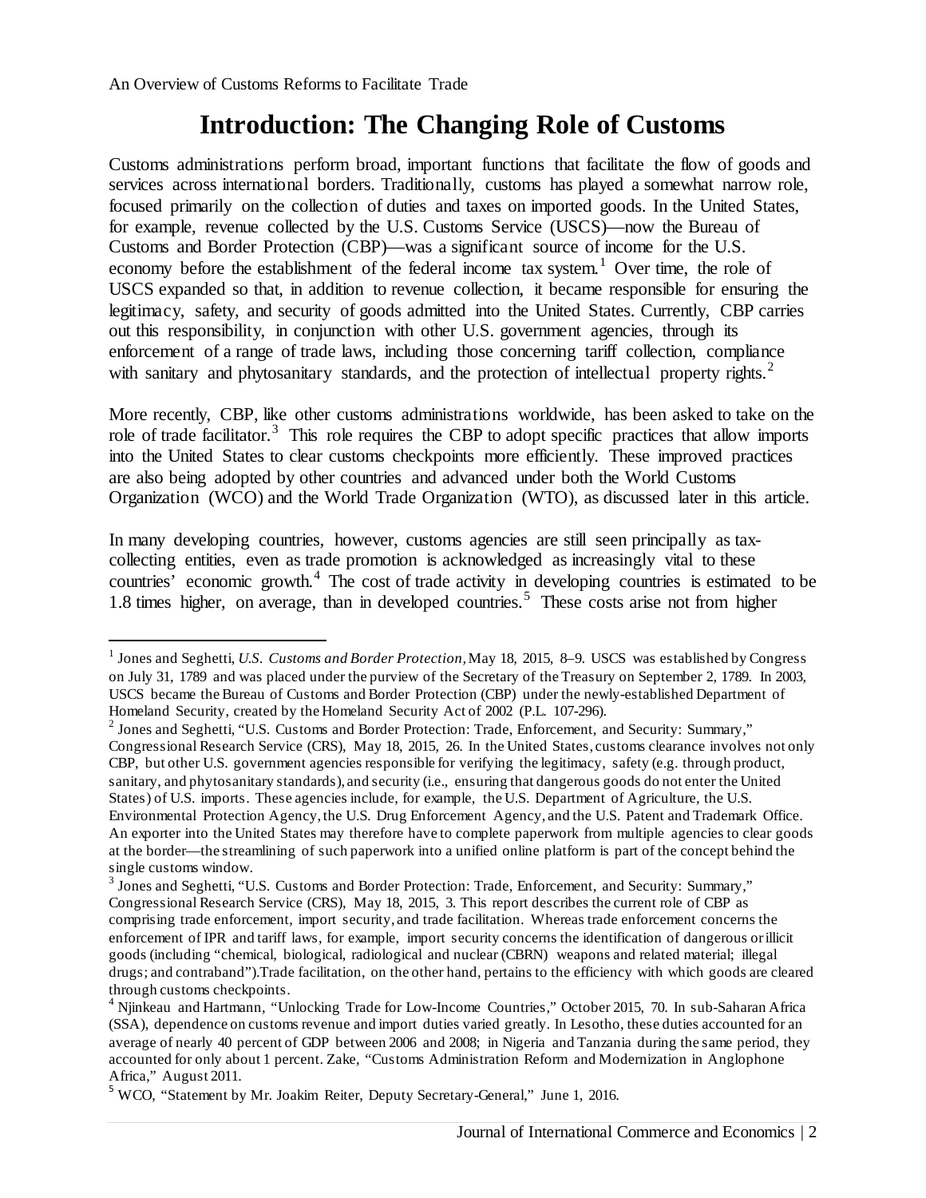# Introduction: The Changing Role of Customs

Customs administrations perform broad, important functions that facilitate the flow of goods and services across international borders. Traditionally, customs has played a somewhat narrow role, focused primarily on the collection of duties and taxes on imported goods. In the United States, for example, revenue collected by the U.S. Customs Service (USCS)—now the Bureau of Customs and Border Protection (CBP)—was a significant source of income for the U.S. economy before the establishment of the federal income tax system.[1] Over time, the role of USCS expanded so that, in addition to revenue collection, it became responsible for ensuring the legitimacy, safety, and security of goods admitted into the United States. Currently, CBP carries out this responsibility, in conjunction with other U.S. government agencies, through its enforcement of a range of trade laws, including those concerning tariff collection, compliance with sanitary and phytosanitary standards, and the protection of intellectual property rights.[2]

More recently, CBP, like other customs administrations worldwide, has been asked to take on the role of trade facilitator.[3] This role requires the CBP to adopt specific practices that allow imports into the United States to clear customs checkpoints more efficiently. These improved practices are also being adopted by other countries and advanced under both the World Customs Organization (WCO) and the World Trade Organization (WTO), as discussed later in this article.

In many developing countries, however, customs agencies are still seen principally as tax-collecting entities, even as trade promotion is acknowledged as increasingly vital to these countries' economic growth.[4] The cost of trade activity in developing countries is estimated to be 1.8 times higher, on average, than in developed countries.[5] These costs arise not from higher

---

[1] Jones and Seghetti, *U.S. Customs and Border Protection,* May 18, 2015, 8–9. USCS was established by Congress on July 31, 1789 and was placed under the purview of the Secretary of the Treasury on September 2, 1789. In 2003, USCS became the Bureau of Customs and Border Protection (CBP) under the newly-established Department of Homeland Security, created by the Homeland Security Act of 2002 (P.L. 107-296).

[2] Jones and Seghetti, "U.S. Customs and Border Protection: Trade, Enforcement, and Security: Summary," Congressional Research Service (CRS), May 18, 2015, 26. In the United States, customs clearance involves not only CBP, but other U.S. government agencies responsible for verifying the legitimacy, safety (e.g. through product, sanitary, and phytosanitary standards), and security (i.e., ensuring that dangerous goods do not enter the United States) of U.S. imports. These agencies include, for example, the U.S. Department of Agriculture, the U.S. Environmental Protection Agency, the U.S. Drug Enforcement Agency, and the U.S. Patent and Trademark Office. An exporter into the United States may therefore have to complete paperwork from multiple agencies to clear goods at the border—the streamlining of such paperwork into a unified online platform is part of the concept behind the single customs window.

[3] Jones and Seghetti, "U.S. Customs and Border Protection: Trade, Enforcement, and Security: Summary," Congressional Research Service (CRS), May 18, 2015, 3. This report describes the current role of CBP as comprising trade enforcement, import security, and trade facilitation. Whereas trade enforcement concerns the enforcement of IPR and tariff laws, for example, import security concerns the identification of dangerous or illicit goods (including "chemical, biological, radiological and nuclear (CBRN) weapons and related material; illegal drugs; and contraband").Trade facilitation, on the other hand, pertains to the efficiency with which goods are cleared through customs checkpoints.

[4] Njinkeau and Hartmann, "Unlocking Trade for Low-Income Countries," October 2015, 70. In sub-Saharan Africa (SSA), dependence on customs revenue and import duties varied greatly. In Lesotho, these duties accounted for an average of nearly 40 percent of GDP between 2006 and 2008; in Nigeria and Tanzania during the same period, they accounted for only about 1 percent. Zake, "Customs Administration Reform and Modernization in Anglophone Africa," August 2011.

[5] WCO, "Statement by Mr. Joakim Reiter, Deputy Secretary-General," June 1, 2016.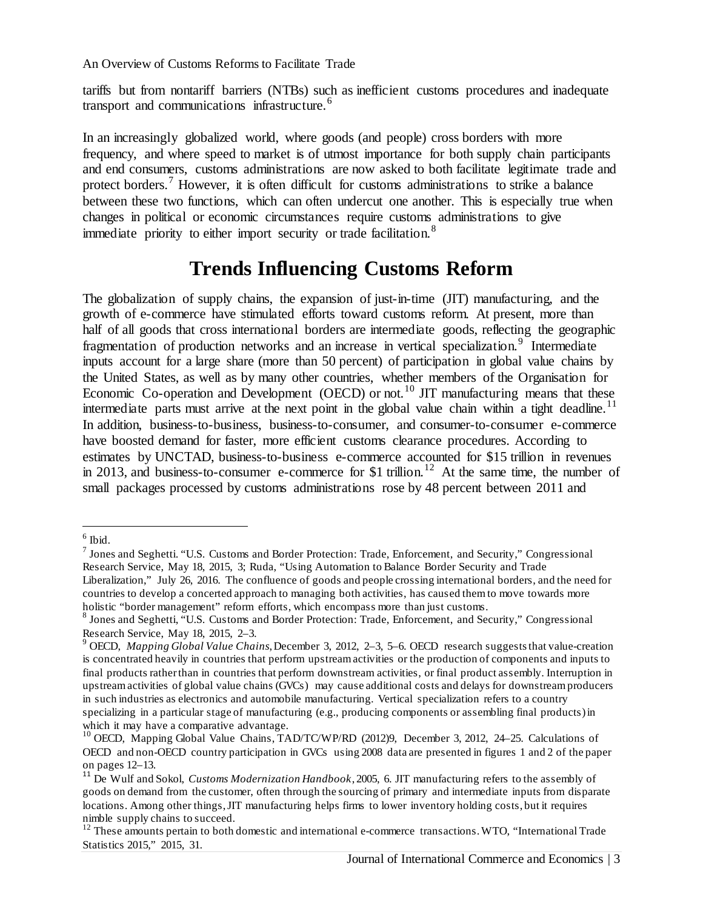tariffs but from nontariff barriers (NTBs) such as inefficient customs procedures and inadequate transport and communications infrastructure.[6]

In an increasingly globalized world, where goods (and people) cross borders with more frequency, and where speed to market is of utmost importance for both supply chain participants and end consumers, customs administrations are now asked to both facilitate legitimate trade and protect borders.[7] However, it is often difficult for customs administrations to strike a balance between these two functions, which can often undercut one another. This is especially true when changes in political or economic circumstances require customs administrations to give immediate priority to either import security or trade facilitation.[8]

# Trends Influencing Customs Reform

The globalization of supply chains, the expansion of just-in-time (JIT) manufacturing, and the growth of e-commerce have stimulated efforts toward customs reform. At present, more than half of all goods that cross international borders are intermediate goods, reflecting the geographic fragmentation of production networks and an increase in vertical specialization.[9] Intermediate inputs account for a large share (more than 50 percent) of participation in global value chains by the United States, as well as by many other countries, whether members of the Organisation for Economic Co-operation and Development (OECD) or not.[10] JIT manufacturing means that these intermediate parts must arrive at the next point in the global value chain within a tight deadline.[11] In addition, business-to-business, business-to-consumer, and consumer-to-consumer e-commerce have boosted demand for faster, more efficient customs clearance procedures. According to estimates by UNCTAD, business-to-business e-commerce accounted for $15 trillion in revenues in 2013, and business-to-consumer e-commerce for $1 trillion.[12] At the same time, the number of small packages processed by customs administrations rose by 48 percent between 2011 and

---

[6] Ibid.

[7] Jones and Seghetti. "U.S. Customs and Border Protection: Trade, Enforcement, and Security," Congressional Research Service, May 18, 2015, 3; Ruda, "Using Automation to Balance Border Security and Trade Liberalization," July 26, 2016. The confluence of goods and people crossing international borders, and the need for countries to develop a concerted approach to managing both activities, has caused them to move towards more holistic "border management" reform efforts, which encompass more than just customs.

[8] Jones and Seghetti, "U.S. Customs and Border Protection: Trade, Enforcement, and Security," Congressional Research Service, May 18, 2015, 2–3.

[9] OECD, *Mapping Global Value Chains*, December 3, 2012, 2–3, 5–6. OECD research suggests that value-creation is concentrated heavily in countries that perform upstream activities or the production of components and inputs to final products rather than in countries that perform downstream activities, or final product assembly. Interruption in upstream activities of global value chains (GVCs) may cause additional costs and delays for downstream producers in such industries as electronics and automobile manufacturing. Vertical specialization refers to a country specializing in a particular stage of manufacturing (e.g., producing components or assembling final products) in which it may have a comparative advantage.

[10] OECD, Mapping Global Value Chains, TAD/TC/WP/RD (2012)9, December 3, 2012, 24–25. Calculations of OECD and non-OECD country participation in GVCs using 2008 data are presented in figures 1 and 2 of the paper on pages 12–13.

[11] De Wulf and Sokol, *Customs Modernization Handbook*, 2005, 6. JIT manufacturing refers to the assembly of goods on demand from the customer, often through the sourcing of primary and intermediate inputs from disparate locations. Among other things, JIT manufacturing helps firms to lower inventory holding costs, but it requires nimble supply chains to succeed.

[12] These amounts pertain to both domestic and international e-commerce transactions. WTO, "International Trade Statistics 2015," 2015, 31.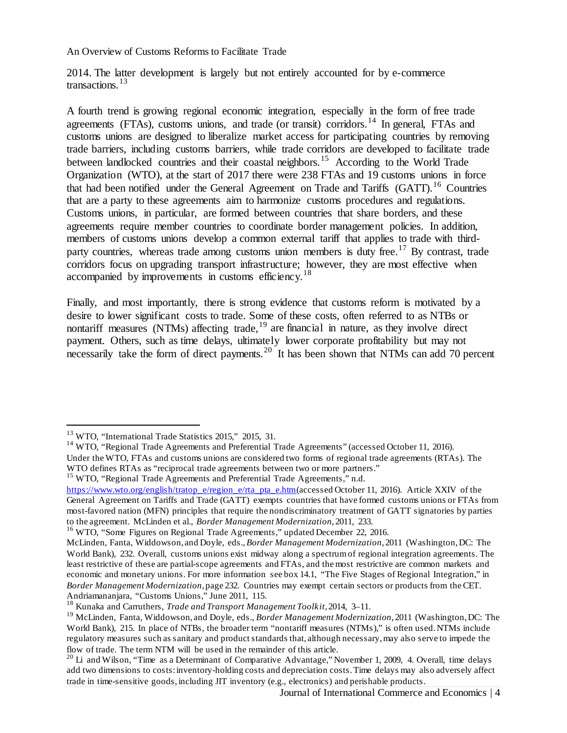2014. The latter development is largely but not entirely accounted for by e-commerce transactions.[13]

A fourth trend is growing regional economic integration, especially in the form of free trade agreements (FTAs), customs unions, and trade (or transit) corridors.[14] In general, FTAs and customs unions are designed to liberalize market access for participating countries by removing trade barriers, including customs barriers, while trade corridors are developed to facilitate trade between landlocked countries and their coastal neighbors.[15] According to the World Trade Organization (WTO), at the start of 2017 there were 238 FTAs and 19 customs unions in force that had been notified under the General Agreement on Trade and Tariffs (GATT).[16] Countries that are a party to these agreements aim to harmonize customs procedures and regulations. Customs unions, in particular, are formed between countries that share borders, and these agreements require member countries to coordinate border management policies. In addition, members of customs unions develop a common external tariff that applies to trade with third-party countries, whereas trade among customs union members is duty free.[17] By contrast, trade corridors focus on upgrading transport infrastructure; however, they are most effective when accompanied by improvements in customs efficiency.[18]

Finally, and most importantly, there is strong evidence that customs reform is motivated by a desire to lower significant costs to trade. Some of these costs, often referred to as NTBs or nontariff measures (NTMs) affecting trade,[19] are financial in nature, as they involve direct payment. Others, such as time delays, ultimately lower corporate profitability but may not necessarily take the form of direct payments.[20] It has been shown that NTMs can add 70 percent

---

[13] WTO, "International Trade Statistics 2015," 2015, 31.

[14] WTO, "Regional Trade Agreements and Preferential Trade Agreements" (accessed October 11, 2016). Under the WTO, FTAs and customs unions are considered two forms of regional trade agreements (RTAs). The WTO defines RTAs as "reciprocal trade agreements between two or more partners."

[15] WTO, "Regional Trade Agreements and Preferential Trade Agreements," n.d. https://www.wto.org/english/tratop_e/region_e/rta_pta_e.htm (accessed October 11, 2016). Article XXIV of the General Agreement on Tariffs and Trade (GATT) exempts countries that have formed customs unions or FTAs from most-favored nation (MFN) principles that require the nondiscriminatory treatment of GATT signatories by parties to the agreement. McLinden et al., *Border Management Modernization*, 2011, 233.

[16] WTO, "Some Figures on Regional Trade Agreements," updated December 22, 2016.

McLinden, Fanta, Widdowson, and Doyle, eds., *Border Management Modernization*, 2011 (Washington, DC: The World Bank), 232. Overall, customs unions exist midway along a spectrum of regional integration agreements. The least restrictive of these are partial-scope agreements and FTAs, and the most restrictive are common markets and economic and monetary unions. For more information see box 14.1, "The Five Stages of Regional Integration," in *Border Management Modernization*, page 232. Countries may exempt certain sectors or products from the CET. Andriamananjara, "Customs Unions," June 2011, 115.

[18] Kunaka and Carruthers, *Trade and Transport Management Toolkit*, 2014, 3–11.

[19] McLinden, Fanta, Widdowson, and Doyle, eds., *Border Management Modernization*, 2011 (Washington, DC: The World Bank), 215. In place of NTBs, the broader term "nontariff measures (NTMs)," is often used. NTMs include regulatory measures such as sanitary and product standards that, although necessary, may also serve to impede the flow of trade. The term NTM will be used in the remainder of this article.

[20] Li and Wilson, "Time as a Determinant of Comparative Advantage," November 1, 2009, 4. Overall, time delays add two dimensions to costs: inventory-holding costs and depreciation costs. Time delays may also adversely affect trade in time-sensitive goods, including JIT inventory (e.g., electronics) and perishable products.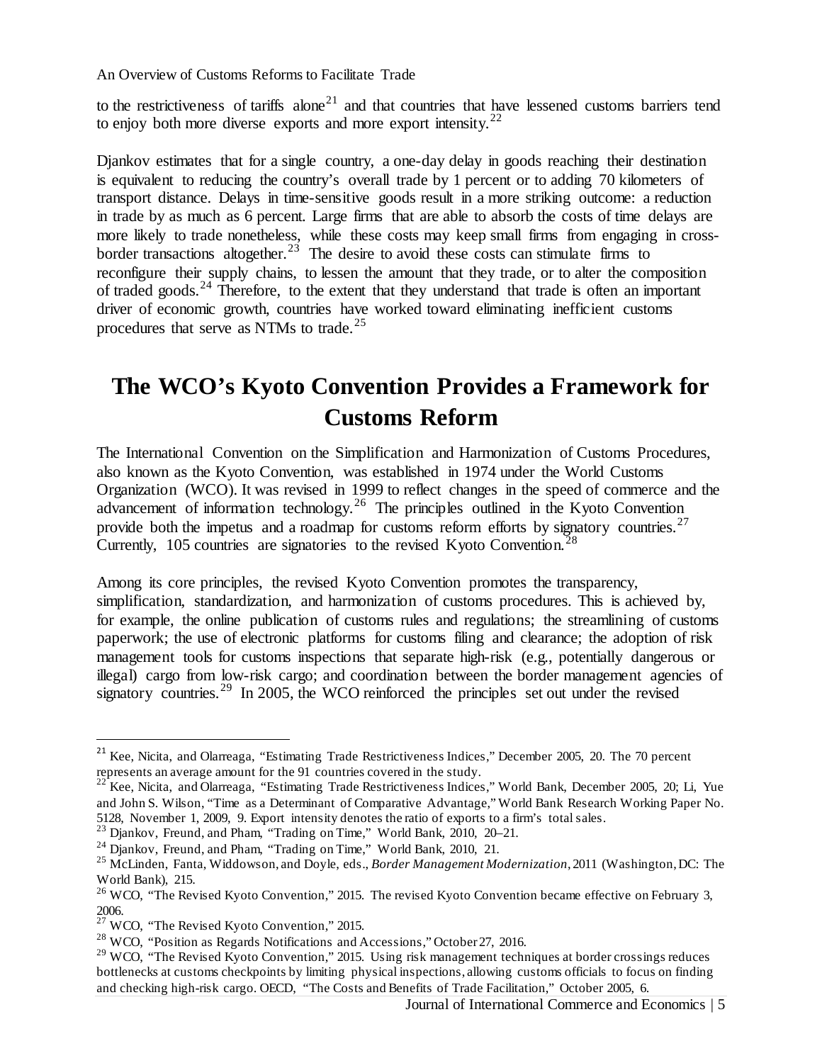to the restrictiveness of tariffs alone[21] and that countries that have lessened customs barriers tend to enjoy both more diverse exports and more export intensity.[22]

Djankov estimates that for a single country, a one-day delay in goods reaching their destination is equivalent to reducing the country's overall trade by 1 percent or to adding 70 kilometers of transport distance. Delays in time-sensitive goods result in a more striking outcome: a reduction in trade by as much as 6 percent. Large firms that are able to absorb the costs of time delays are more likely to trade nonetheless, while these costs may keep small firms from engaging in cross-border transactions altogether.[23] The desire to avoid these costs can stimulate firms to reconfigure their supply chains, to lessen the amount that they trade, or to alter the composition of traded goods.[24] Therefore, to the extent that they understand that trade is often an important driver of economic growth, countries have worked toward eliminating inefficient customs procedures that serve as NTMs to trade.[25]

# The WCO's Kyoto Convention Provides a Framework for Customs Reform

The International Convention on the Simplification and Harmonization of Customs Procedures, also known as the Kyoto Convention, was established in 1974 under the World Customs Organization (WCO). It was revised in 1999 to reflect changes in the speed of commerce and the advancement of information technology.[26] The principles outlined in the Kyoto Convention provide both the impetus and a roadmap for customs reform efforts by signatory countries.[27] Currently, 105 countries are signatories to the revised Kyoto Convention.[28]

Among its core principles, the revised Kyoto Convention promotes the transparency, simplification, standardization, and harmonization of customs procedures. This is achieved by, for example, the online publication of customs rules and regulations; the streamlining of customs paperwork; the use of electronic platforms for customs filing and clearance; the adoption of risk management tools for customs inspections that separate high-risk (e.g., potentially dangerous or illegal) cargo from low-risk cargo; and coordination between the border management agencies of signatory countries.[29] In 2005, the WCO reinforced the principles set out under the revised

---

[21] Kee, Nicita, and Olarreaga, "Estimating Trade Restrictiveness Indices," December 2005, 20. The 70 percent represents an average amount for the 91 countries covered in the study.

[22] Kee, Nicita, and Olarreaga, "Estimating Trade Restrictiveness Indices," World Bank, December 2005, 20; Li, Yue and John S. Wilson, "Time as a Determinant of Comparative Advantage," World Bank Research Working Paper No. 5128, November 1, 2009, 9. Export intensity denotes the ratio of exports to a firm's total sales.

[23] Djankov, Freund, and Pham, "Trading on Time," World Bank, 2010, 20–21.

[24] Djankov, Freund, and Pham, "Trading on Time," World Bank, 2010, 21.

[25] McLinden, Fanta, Widdowson, and Doyle, eds., *Border Management Modernization*, 2011 (Washington, DC: The World Bank), 215.

[26] WCO, "The Revised Kyoto Convention," 2015. The revised Kyoto Convention became effective on February 3, 2006.

[27] WCO, "The Revised Kyoto Convention," 2015.

[28] WCO, "Position as Regards Notifications and Accessions," October 27, 2016.

[29] WCO, "The Revised Kyoto Convention," 2015. Using risk management techniques at border crossings reduces bottlenecks at customs checkpoints by limiting physical inspections, allowing customs officials to focus on finding and checking high-risk cargo. OECD, "The Costs and Benefits of Trade Facilitation," October 2005, 6.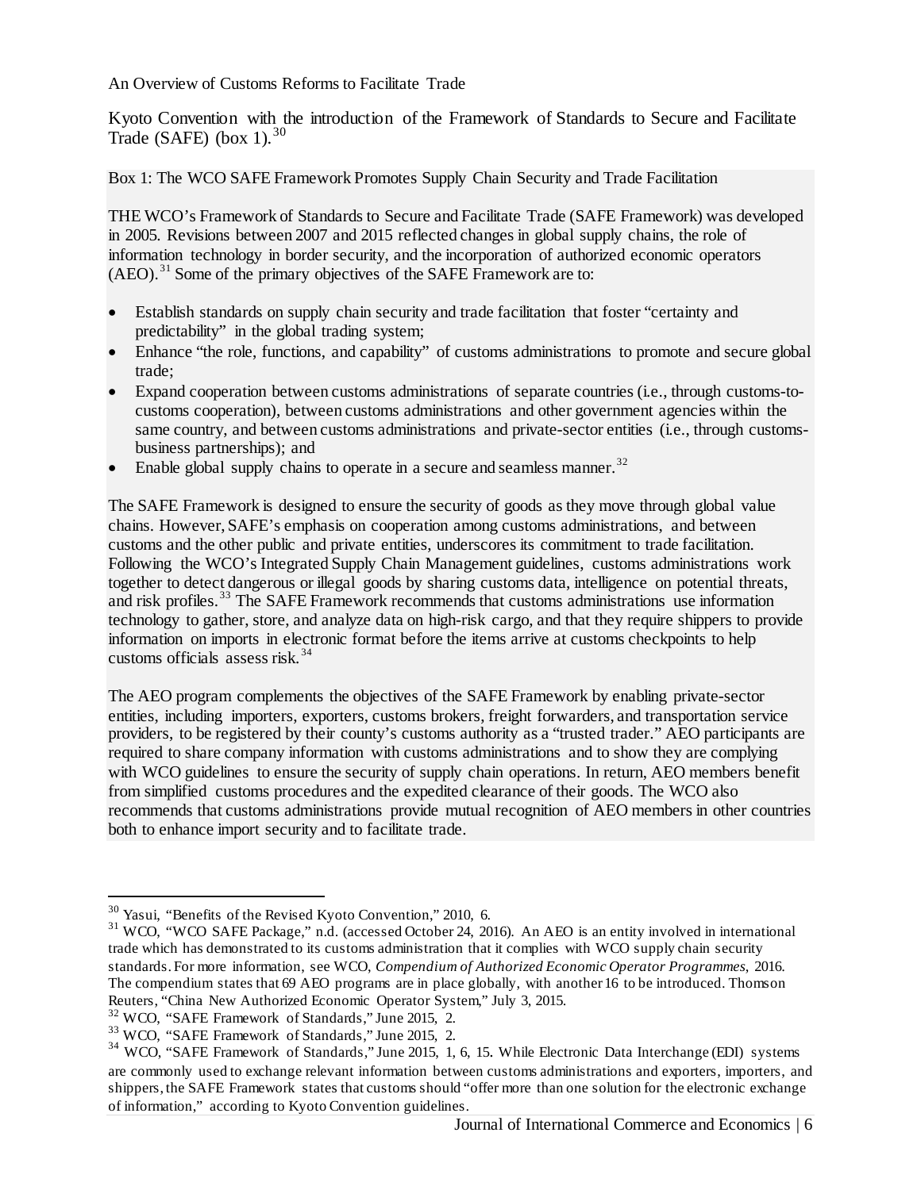Kyoto Convention with the introduction of the Framework of Standards to Secure and Facilitate Trade (SAFE) (box 1).[30]

**Box 1: The WCO SAFE Framework Promotes Supply Chain Security and Trade Facilitation**

THE WCO's Framework of Standards to Secure and Facilitate Trade (SAFE Framework) was developed in 2005. Revisions between 2007 and 2015 reflected changes in global supply chains, the role of information technology in border security, and the incorporation of authorized economic operators (AEO).[31] Some of the primary objectives of the SAFE Framework are to:

- Establish standards on supply chain security and trade facilitation that foster "certainty and predictability" in the global trading system;
- Enhance "the role, functions, and capability" of customs administrations to promote and secure global trade;
- Expand cooperation between customs administrations of separate countries (i.e., through customs-to-customs cooperation), between customs administrations and other government agencies within the same country, and between customs administrations and private-sector entities (i.e., through customs-business partnerships); and
- Enable global supply chains to operate in a secure and seamless manner.[32]

The SAFE Framework is designed to ensure the security of goods as they move through global value chains. However, SAFE's emphasis on cooperation among customs administrations, and between customs and the other public and private entities, underscores its commitment to trade facilitation. Following the WCO's Integrated Supply Chain Management guidelines, customs administrations work together to detect dangerous or illegal goods by sharing customs data, intelligence on potential threats, and risk profiles.[33] The SAFE Framework recommends that customs administrations use information technology to gather, store, and analyze data on high-risk cargo, and that they require shippers to provide information on imports in electronic format before the items arrive at customs checkpoints to help customs officials assess risk.[34]

The AEO program complements the objectives of the SAFE Framework by enabling private-sector entities, including importers, exporters, customs brokers, freight forwarders, and transportation service providers, to be registered by their county's customs authority as a "trusted trader." AEO participants are required to share company information with customs administrations and to show they are complying with WCO guidelines to ensure the security of supply chain operations. In return, AEO members benefit from simplified customs procedures and the expedited clearance of their goods. The WCO also recommends that customs administrations provide mutual recognition of AEO members in other countries both to enhance import security and to facilitate trade.

---

[30] Yasui, "Benefits of the Revised Kyoto Convention," 2010, 6.

[31] WCO, "WCO SAFE Package," n.d. (accessed October 24, 2016). An AEO is an entity involved in international trade which has demonstrated to its customs administration that it complies with WCO supply chain security standards. For more information, see WCO, *Compendium of Authorized Economic Operator Programmes*, 2016. The compendium states that 69 AEO programs are in place globally, with another 16 to be introduced. Thomson Reuters, "China New Authorized Economic Operator System," July 3, 2015.

[32] WCO, "SAFE Framework of Standards," June 2015, 2.

[33] WCO, "SAFE Framework of Standards," June 2015, 2.

[34] WCO, "SAFE Framework of Standards," June 2015, 1, 6, 15. While Electronic Data Interchange (EDI) systems are commonly used to exchange relevant information between customs administrations and exporters, importers, and shippers, the SAFE Framework states that customs should "offer more than one solution for the electronic exchange of information," according to Kyoto Convention guidelines.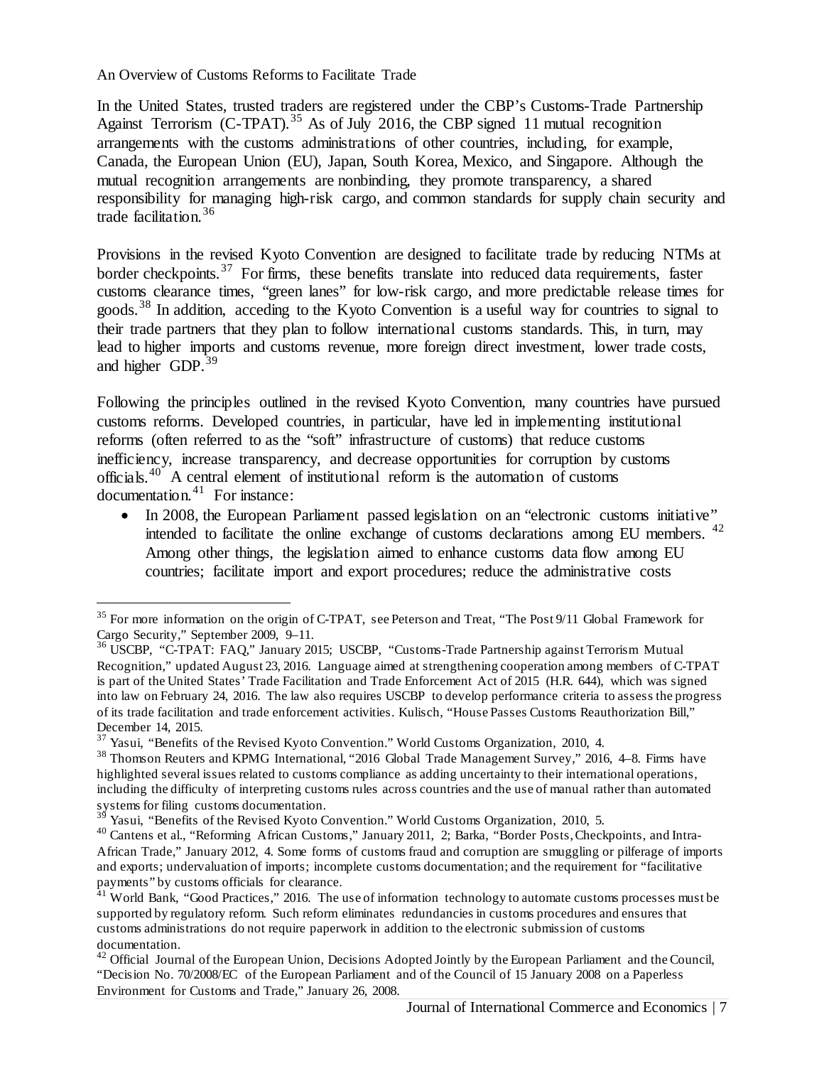In the United States, trusted traders are registered under the CBP's Customs-Trade Partnership Against Terrorism (C-TPAT).[35] As of July 2016, the CBP signed 11 mutual recognition arrangements with the customs administrations of other countries, including, for example, Canada, the European Union (EU), Japan, South Korea, Mexico, and Singapore. Although the mutual recognition arrangements are nonbinding, they promote transparency, a shared responsibility for managing high-risk cargo, and common standards for supply chain security and trade facilitation.[36]

Provisions in the revised Kyoto Convention are designed to facilitate trade by reducing NTMs at border checkpoints.[37] For firms, these benefits translate into reduced data requirements, faster customs clearance times, "green lanes" for low-risk cargo, and more predictable release times for goods.[38] In addition, acceding to the Kyoto Convention is a useful way for countries to signal to their trade partners that they plan to follow international customs standards. This, in turn, may lead to higher imports and customs revenue, more foreign direct investment, lower trade costs, and higher GDP.[39]

Following the principles outlined in the revised Kyoto Convention, many countries have pursued customs reforms. Developed countries, in particular, have led in implementing institutional reforms (often referred to as the "soft" infrastructure of customs) that reduce customs inefficiency, increase transparency, and decrease opportunities for corruption by customs officials.[40] A central element of institutional reform is the automation of customs documentation.[41] For instance:

- In 2008, the European Parliament passed legislation on an "electronic customs initiative" intended to facilitate the online exchange of customs declarations among EU members.[42] Among other things, the legislation aimed to enhance customs data flow among EU countries; facilitate import and export procedures; reduce the administrative costs

---

[35] For more information on the origin of C-TPAT, see Peterson and Treat, "The Post 9/11 Global Framework for Cargo Security," September 2009, 9–11.

[36] USCBP, "C-TPAT: FAQ," January 2015; USCBP, "Customs-Trade Partnership against Terrorism Mutual Recognition," updated August 23, 2016. Language aimed at strengthening cooperation among members of C-TPAT is part of the United States' Trade Facilitation and Trade Enforcement Act of 2015 (H.R. 644), which was signed into law on February 24, 2016. The law also requires USCBP to develop performance criteria to assess the progress of its trade facilitation and trade enforcement activities. Kulisch, "House Passes Customs Reauthorization Bill," December 14, 2015.

[37] Yasui, "Benefits of the Revised Kyoto Convention." World Customs Organization, 2010, 4.

[38] Thomson Reuters and KPMG International, "2016 Global Trade Management Survey," 2016, 4–8. Firms have highlighted several issues related to customs compliance as adding uncertainty to their international operations, including the difficulty of interpreting customs rules across countries and the use of manual rather than automated systems for filing customs documentation.

[39] Yasui, "Benefits of the Revised Kyoto Convention." World Customs Organization, 2010, 5.

[40] Cantens et al., "Reforming African Customs," January 2011, 2; Barka, "Border Posts, Checkpoints, and Intra-African Trade," January 2012, 4. Some forms of customs fraud and corruption are smuggling or pilferage of imports and exports; undervaluation of imports; incomplete customs documentation; and the requirement for "facilitative payments" by customs officials for clearance.

[41] World Bank, "Good Practices," 2016. The use of information technology to automate customs processes must be supported by regulatory reform. Such reform eliminates redundancies in customs procedures and ensures that customs administrations do not require paperwork in addition to the electronic submission of customs documentation.

[42] Official Journal of the European Union, Decisions Adopted Jointly by the European Parliament and the Council, "Decision No. 70/2008/EC of the European Parliament and of the Council of 15 January 2008 on a Paperless Environment for Customs and Trade," January 26, 2008.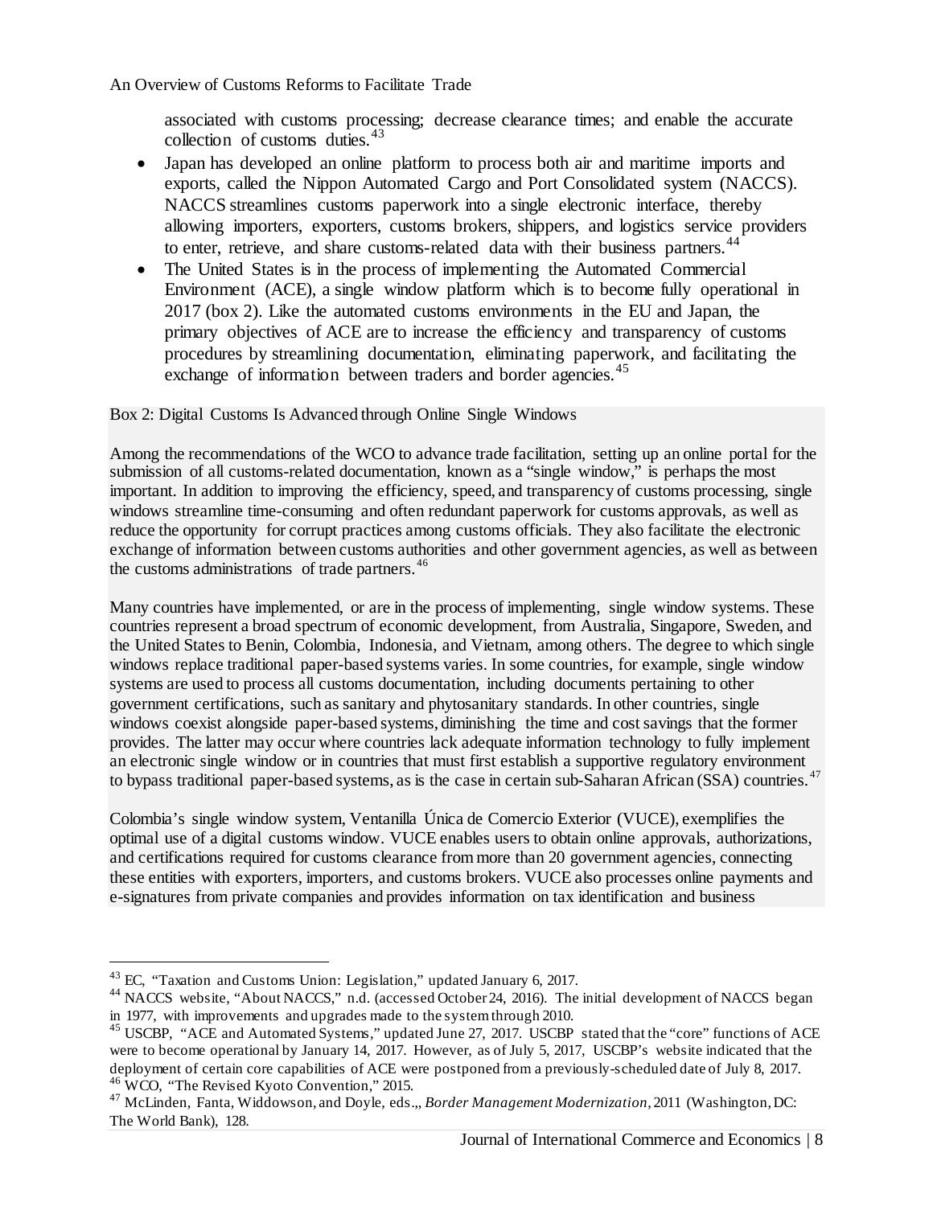associated with customs processing; decrease clearance times; and enable the accurate collection of customs duties.[43]

- Japan has developed an online platform to process both air and maritime imports and exports, called the Nippon Automated Cargo and Port Consolidated system (NACCS). NACCS streamlines customs paperwork into a single electronic interface, thereby allowing importers, exporters, customs brokers, shippers, and logistics service providers to enter, retrieve, and share customs-related data with their business partners.[44]
- The United States is in the process of implementing the Automated Commercial Environment (ACE), a single window platform which is to become fully operational in 2017 (box 2). Like the automated customs environments in the EU and Japan, the primary objectives of ACE are to increase the efficiency and transparency of customs procedures by streamlining documentation, eliminating paperwork, and facilitating the exchange of information between traders and border agencies.[45]

Box 2: Digital Customs Is Advanced through Online Single Windows

Among the recommendations of the WCO to advance trade facilitation, setting up an online portal for the submission of all customs-related documentation, known as a "single window," is perhaps the most important. In addition to improving the efficiency, speed, and transparency of customs processing, single windows streamline time-consuming and often redundant paperwork for customs approvals, as well as reduce the opportunity for corrupt practices among customs officials. They also facilitate the electronic exchange of information between customs authorities and other government agencies, as well as between the customs administrations of trade partners.[46]

Many countries have implemented, or are in the process of implementing, single window systems. These countries represent a broad spectrum of economic development, from Australia, Singapore, Sweden, and the United States to Benin, Colombia, Indonesia, and Vietnam, among others. The degree to which single windows replace traditional paper-based systems varies. In some countries, for example, single window systems are used to process all customs documentation, including documents pertaining to other government certifications, such as sanitary and phytosanitary standards. In other countries, single windows coexist alongside paper-based systems, diminishing the time and cost savings that the former provides. The latter may occur where countries lack adequate information technology to fully implement an electronic single window or in countries that must first establish a supportive regulatory environment to bypass traditional paper-based systems, as is the case in certain sub-Saharan African (SSA) countries.[47]

Colombia's single window system, Ventanilla Única de Comercio Exterior (VUCE), exemplifies the optimal use of a digital customs window. VUCE enables users to obtain online approvals, authorizations, and certifications required for customs clearance from more than 20 government agencies, connecting these entities with exporters, importers, and customs brokers. VUCE also processes online payments and e-signatures from private companies and provides information on tax identification and business

---

[43] EC, "Taxation and Customs Union: Legislation," updated January 6, 2017.

[44] NACCS website, "About NACCS," n.d. (accessed October 24, 2016). The initial development of NACCS began in 1977, with improvements and upgrades made to the system through 2010.

[45] USCBP, "ACE and Automated Systems," updated June 27, 2017. USCBP stated that the "core" functions of ACE were to become operational by January 14, 2017. However, as of July 5, 2017, USCBP's website indicated that the deployment of certain core capabilities of ACE were postponed from a previously-scheduled date of July 8, 2017.

[46] WCO, "The Revised Kyoto Convention," 2015.

[47] McLinden, Fanta, Widdowson, and Doyle, eds.,, *Border Management Modernization*, 2011 (Washington, DC: The World Bank), 128.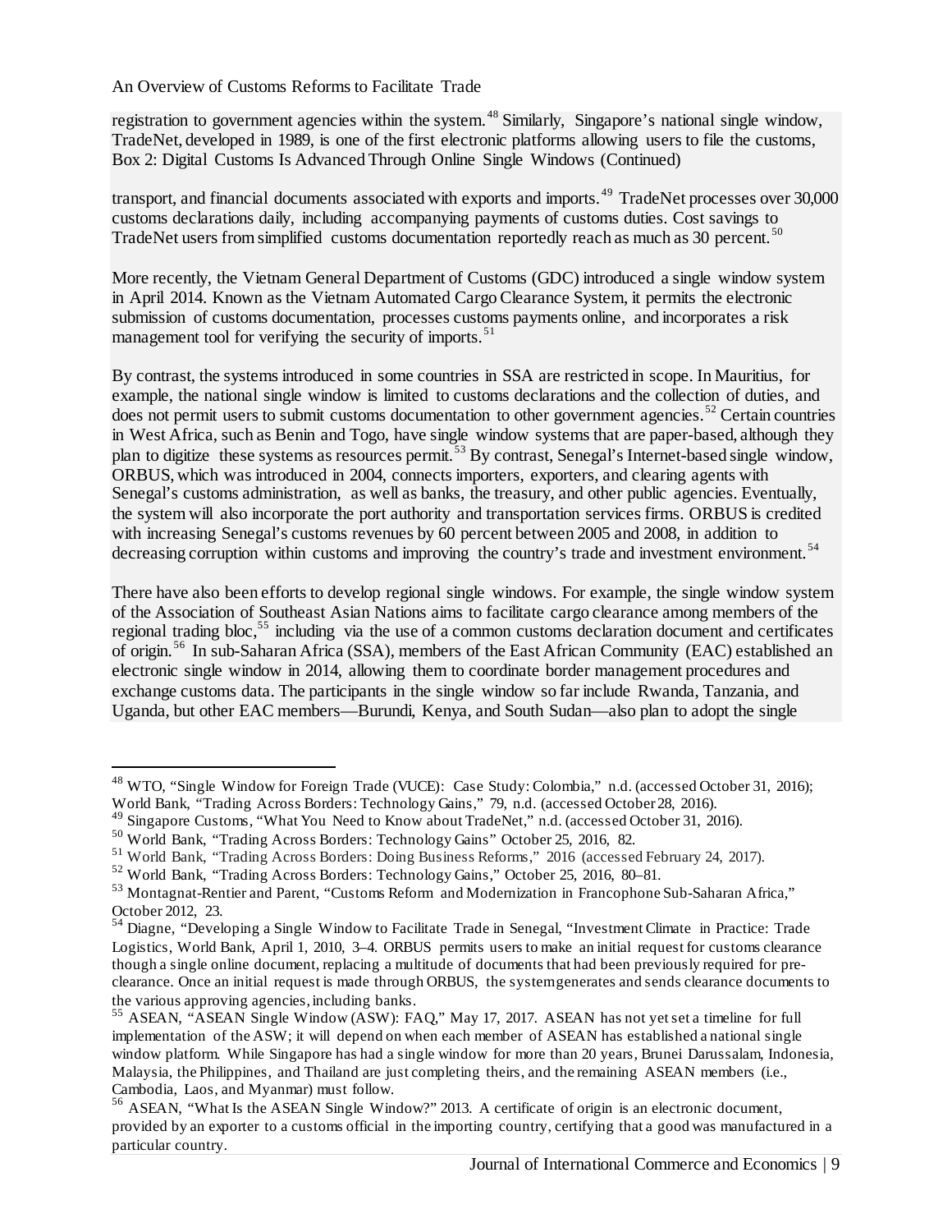registration to government agencies within the system.[48] Similarly, Singapore's national single window, TradeNet, developed in 1989, is one of the first electronic platforms allowing users to file the customs,

Box 2: Digital Customs Is Advanced Through Online Single Windows (Continued)

transport, and financial documents associated with exports and imports.[49] TradeNet processes over 30,000 customs declarations daily, including accompanying payments of customs duties. Cost savings to TradeNet users from simplified customs documentation reportedly reach as much as 30 percent.[50]

More recently, the Vietnam General Department of Customs (GDC) introduced a single window system in April 2014. Known as the Vietnam Automated Cargo Clearance System, it permits the electronic submission of customs documentation, processes customs payments online, and incorporates a risk management tool for verifying the security of imports.[51]

By contrast, the systems introduced in some countries in SSA are restricted in scope. In Mauritius, for example, the national single window is limited to customs declarations and the collection of duties, and does not permit users to submit customs documentation to other government agencies.[52] Certain countries in West Africa, such as Benin and Togo, have single window systems that are paper-based, although they plan to digitize these systems as resources permit.[53] By contrast, Senegal's Internet-based single window, ORBUS, which was introduced in 2004, connects importers, exporters, and clearing agents with Senegal's customs administration, as well as banks, the treasury, and other public agencies. Eventually, the system will also incorporate the port authority and transportation services firms. ORBUS is credited with increasing Senegal's customs revenues by 60 percent between 2005 and 2008, in addition to decreasing corruption within customs and improving the country's trade and investment environment.[54]

There have also been efforts to develop regional single windows. For example, the single window system of the Association of Southeast Asian Nations aims to facilitate cargo clearance among members of the regional trading bloc,[55] including via the use of a common customs declaration document and certificates of origin.[56] In sub-Saharan Africa (SSA), members of the East African Community (EAC) established an electronic single window in 2014, allowing them to coordinate border management procedures and exchange customs data. The participants in the single window so far include Rwanda, Tanzania, and Uganda, but other EAC members—Burundi, Kenya, and South Sudan—also plan to adopt the single

---

[48] WTO, "Single Window for Foreign Trade (VUCE): Case Study: Colombia," n.d. (accessed October 31, 2016); World Bank, "Trading Across Borders: Technology Gains," 79, n.d. (accessed October 28, 2016).

[49] Singapore Customs, "What You Need to Know about TradeNet," n.d. (accessed October 31, 2016).

[50] World Bank, "Trading Across Borders: Technology Gains" October 25, 2016, 82.

[51] World Bank, "Trading Across Borders: Doing Business Reforms," 2016 (accessed February 24, 2017).

[52] World Bank, "Trading Across Borders: Technology Gains," October 25, 2016, 80–81.

[53] Montagnat-Rentier and Parent, "Customs Reform and Modernization in Francophone Sub-Saharan Africa," October 2012, 23.

[54] Diagne, "Developing a Single Window to Facilitate Trade in Senegal, "Investment Climate in Practice: Trade Logistics, World Bank, April 1, 2010, 3–4. ORBUS permits users to make an initial request for customs clearance though a single online document, replacing a multitude of documents that had been previously required for pre-clearance. Once an initial request is made through ORBUS, the system generates and sends clearance documents to the various approving agencies, including banks.

[55] ASEAN, "ASEAN Single Window (ASW): FAQ," May 17, 2017. ASEAN has not yet set a timeline for full implementation of the ASW; it will depend on when each member of ASEAN has established a national single window platform. While Singapore has had a single window for more than 20 years, Brunei Darussalam, Indonesia, Malaysia, the Philippines, and Thailand are just completing theirs, and the remaining ASEAN members (i.e., Cambodia, Laos, and Myanmar) must follow.

[56] ASEAN, "What Is the ASEAN Single Window?" 2013. A certificate of origin is an electronic document, provided by an exporter to a customs official in the importing country, certifying that a good was manufactured in a particular country.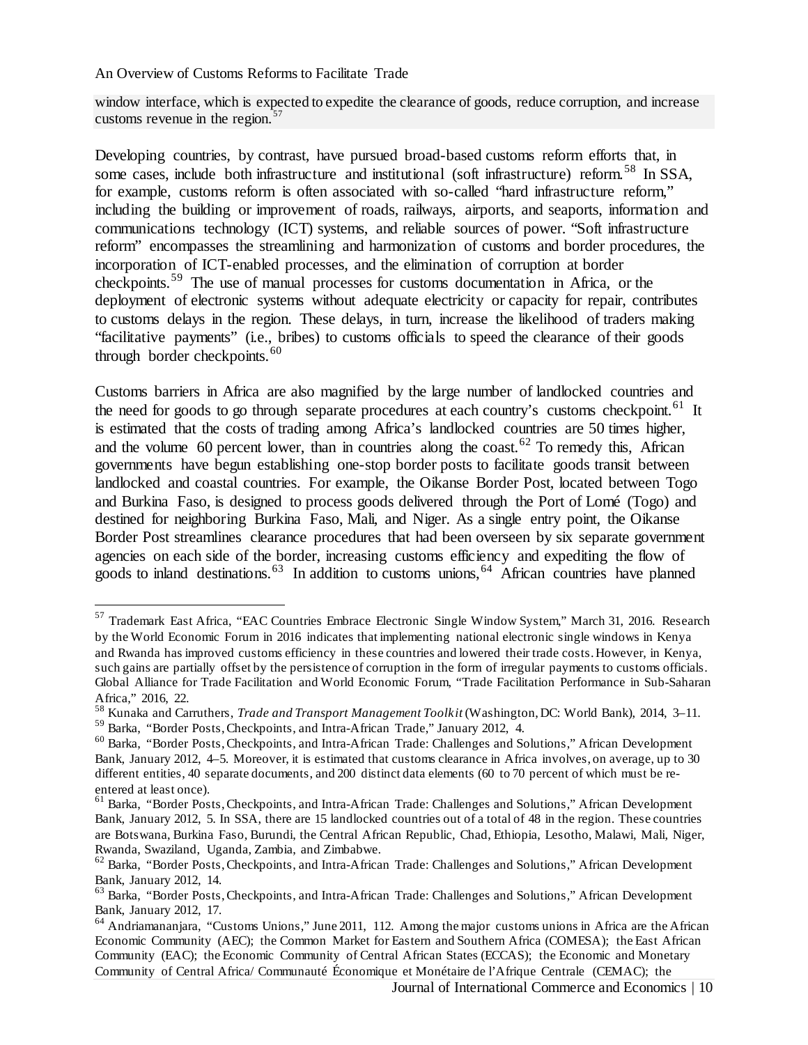window interface, which is expected to expedite the clearance of goods, reduce corruption, and increase customs revenue in the region.[57]

Developing countries, by contrast, have pursued broad-based customs reform efforts that, in some cases, include both infrastructure and institutional (soft infrastructure) reform.[58] In SSA, for example, customs reform is often associated with so-called "hard infrastructure reform," including the building or improvement of roads, railways, airports, and seaports, information and communications technology (ICT) systems, and reliable sources of power. "Soft infrastructure reform" encompasses the streamlining and harmonization of customs and border procedures, the incorporation of ICT-enabled processes, and the elimination of corruption at border checkpoints.[59] The use of manual processes for customs documentation in Africa, or the deployment of electronic systems without adequate electricity or capacity for repair, contributes to customs delays in the region. These delays, in turn, increase the likelihood of traders making "facilitative payments" (i.e., bribes) to customs officials to speed the clearance of their goods through border checkpoints.[60]

Customs barriers in Africa are also magnified by the large number of landlocked countries and the need for goods to go through separate procedures at each country's customs checkpoint.[61] It is estimated that the costs of trading among Africa's landlocked countries are 50 times higher, and the volume 60 percent lower, than in countries along the coast.[62] To remedy this, African governments have begun establishing one-stop border posts to facilitate goods transit between landlocked and coastal countries. For example, the Oikanse Border Post, located between Togo and Burkina Faso, is designed to process goods delivered through the Port of Lomé (Togo) and destined for neighboring Burkina Faso, Mali, and Niger. As a single entry point, the Oikanse Border Post streamlines clearance procedures that had been overseen by six separate government agencies on each side of the border, increasing customs efficiency and expediting the flow of goods to inland destinations.[63] In addition to customs unions,[64] African countries have planned

---

[57] Trademark East Africa, "EAC Countries Embrace Electronic Single Window System," March 31, 2016. Research by the World Economic Forum in 2016 indicates that implementing national electronic single windows in Kenya and Rwanda has improved customs efficiency in these countries and lowered their trade costs. However, in Kenya, such gains are partially offset by the persistence of corruption in the form of irregular payments to customs officials. Global Alliance for Trade Facilitation and World Economic Forum, "Trade Facilitation Performance in Sub-Saharan Africa," 2016, 22.

[58] Kunaka and Carruthers, *Trade and Transport Management Toolkit* (Washington, DC: World Bank), 2014, 3–11.

[59] Barka, "Border Posts, Checkpoints, and Intra-African Trade," January 2012, 4.

[60] Barka, "Border Posts, Checkpoints, and Intra-African Trade: Challenges and Solutions," African Development Bank, January 2012, 4–5. Moreover, it is estimated that customs clearance in Africa involves, on average, up to 30 different entities, 40 separate documents, and 200 distinct data elements (60 to 70 percent of which must be re-entered at least once).

[61] Barka, "Border Posts, Checkpoints, and Intra-African Trade: Challenges and Solutions," African Development Bank, January 2012, 5. In SSA, there are 15 landlocked countries out of a total of 48 in the region. These countries are Botswana, Burkina Faso, Burundi, the Central African Republic, Chad, Ethiopia, Lesotho, Malawi, Mali, Niger, Rwanda, Swaziland, Uganda, Zambia, and Zimbabwe.

[62] Barka, "Border Posts, Checkpoints, and Intra-African Trade: Challenges and Solutions," African Development Bank, January 2012, 14.

[63] Barka, "Border Posts, Checkpoints, and Intra-African Trade: Challenges and Solutions," African Development Bank, January 2012, 17.

[64] Andriamananjara, "Customs Unions," June 2011, 112. Among the major customs unions in Africa are the African Economic Community (AEC); the Common Market for Eastern and Southern Africa (COMESA); the East African Community (EAC); the Economic Community of Central African States (ECCAS); the Economic and Monetary Community of Central Africa/ Communauté Économique et Monétaire de l'Afrique Centrale (CEMAC); the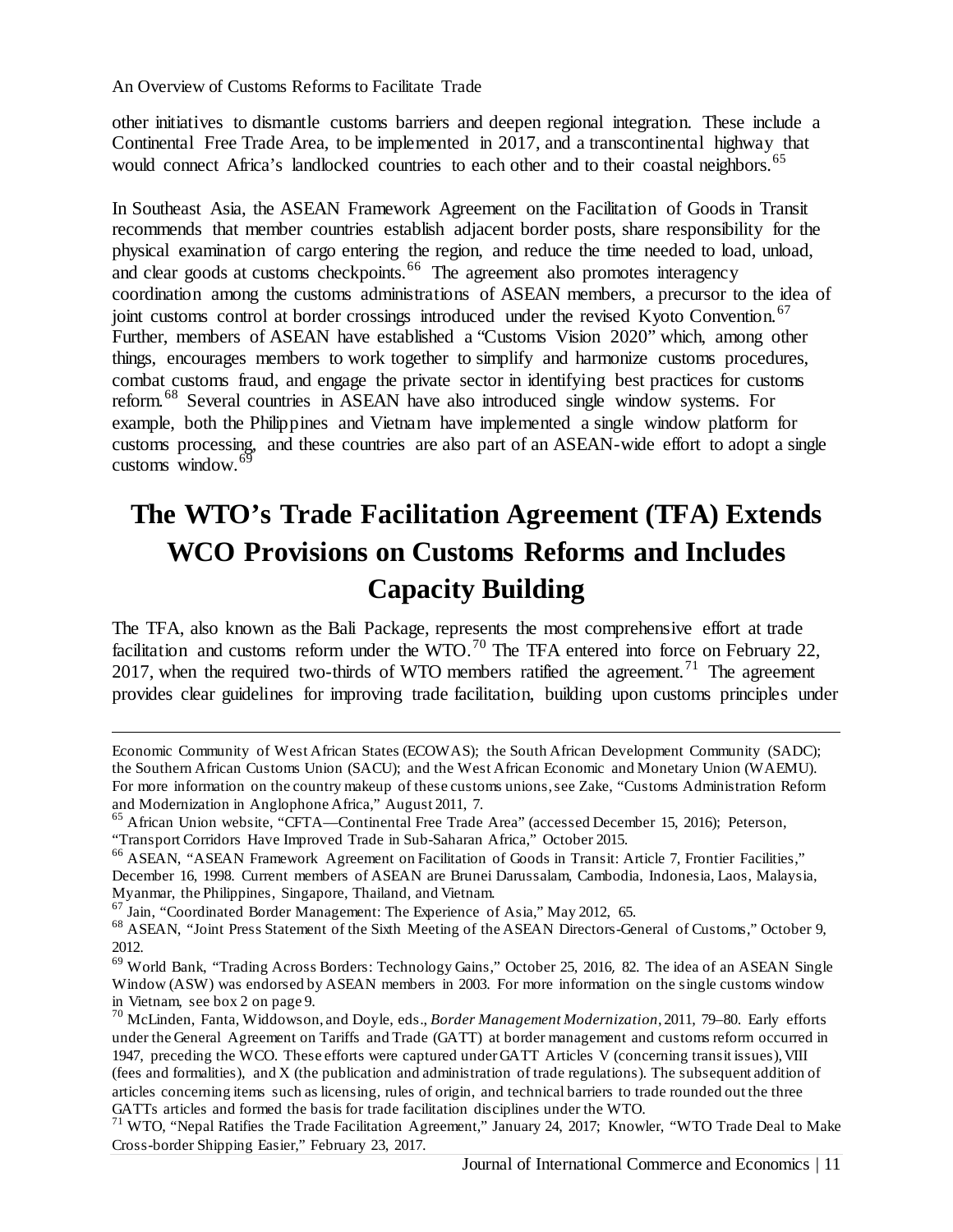other initiatives to dismantle customs barriers and deepen regional integration. These include a Continental Free Trade Area, to be implemented in 2017, and a transcontinental highway that would connect Africa's landlocked countries to each other and to their coastal neighbors.[65]

In Southeast Asia, the ASEAN Framework Agreement on the Facilitation of Goods in Transit recommends that member countries establish adjacent border posts, share responsibility for the physical examination of cargo entering the region, and reduce the time needed to load, unload, and clear goods at customs checkpoints.[66] The agreement also promotes interagency coordination among the customs administrations of ASEAN members, a precursor to the idea of joint customs control at border crossings introduced under the revised Kyoto Convention.[67] Further, members of ASEAN have established a "Customs Vision 2020" which, among other things, encourages members to work together to simplify and harmonize customs procedures, combat customs fraud, and engage the private sector in identifying best practices for customs reform.[68] Several countries in ASEAN have also introduced single window systems. For example, both the Philippines and Vietnam have implemented a single window platform for customs processing, and these countries are also part of an ASEAN-wide effort to adopt a single customs window.[69]

# The WTO's Trade Facilitation Agreement (TFA) Extends WCO Provisions on Customs Reforms and Includes Capacity Building

The TFA, also known as the Bali Package, represents the most comprehensive effort at trade facilitation and customs reform under the WTO.[70] The TFA entered into force on February 22, 2017, when the required two-thirds of WTO members ratified the agreement.[71] The agreement provides clear guidelines for improving trade facilitation, building upon customs principles under

---

Economic Community of West African States (ECOWAS); the South African Development Community (SADC); the Southern African Customs Union (SACU); and the West African Economic and Monetary Union (WAEMU). For more information on the country makeup of these customs unions, see Zake, "Customs Administration Reform and Modernization in Anglophone Africa," August 2011, 7.

[65] African Union website, "CFTA—Continental Free Trade Area" (accessed December 15, 2016); Peterson, "Transport Corridors Have Improved Trade in Sub-Saharan Africa," October 2015.

[66] ASEAN, "ASEAN Framework Agreement on Facilitation of Goods in Transit: Article 7, Frontier Facilities," December 16, 1998. Current members of ASEAN are Brunei Darussalam, Cambodia, Indonesia, Laos, Malaysia, Myanmar, the Philippines, Singapore, Thailand, and Vietnam.

[67] Jain, "Coordinated Border Management: The Experience of Asia," May 2012, 65.

[68] ASEAN, "Joint Press Statement of the Sixth Meeting of the ASEAN Directors-General of Customs," October 9, 2012.

[69] World Bank, "Trading Across Borders: Technology Gains," October 25, 2016, 82. The idea of an ASEAN Single Window (ASW) was endorsed by ASEAN members in 2003. For more information on the single customs window in Vietnam, see box 2 on page 9.

[70] McLinden, Fanta, Widdowson, and Doyle, eds., *Border Management Modernization*, 2011, 79–80. Early efforts under the General Agreement on Tariffs and Trade (GATT) at border management and customs reform occurred in 1947, preceding the WCO. These efforts were captured under GATT Articles V (concerning transit issues), VIII (fees and formalities), and X (the publication and administration of trade regulations). The subsequent addition of articles concerning items such as licensing, rules of origin, and technical barriers to trade rounded out the three GATTs articles and formed the basis for trade facilitation disciplines under the WTO.

[71] WTO, "Nepal Ratifies the Trade Facilitation Agreement," January 24, 2017; Knowler, "WTO Trade Deal to Make Cross-border Shipping Easier," February 23, 2017.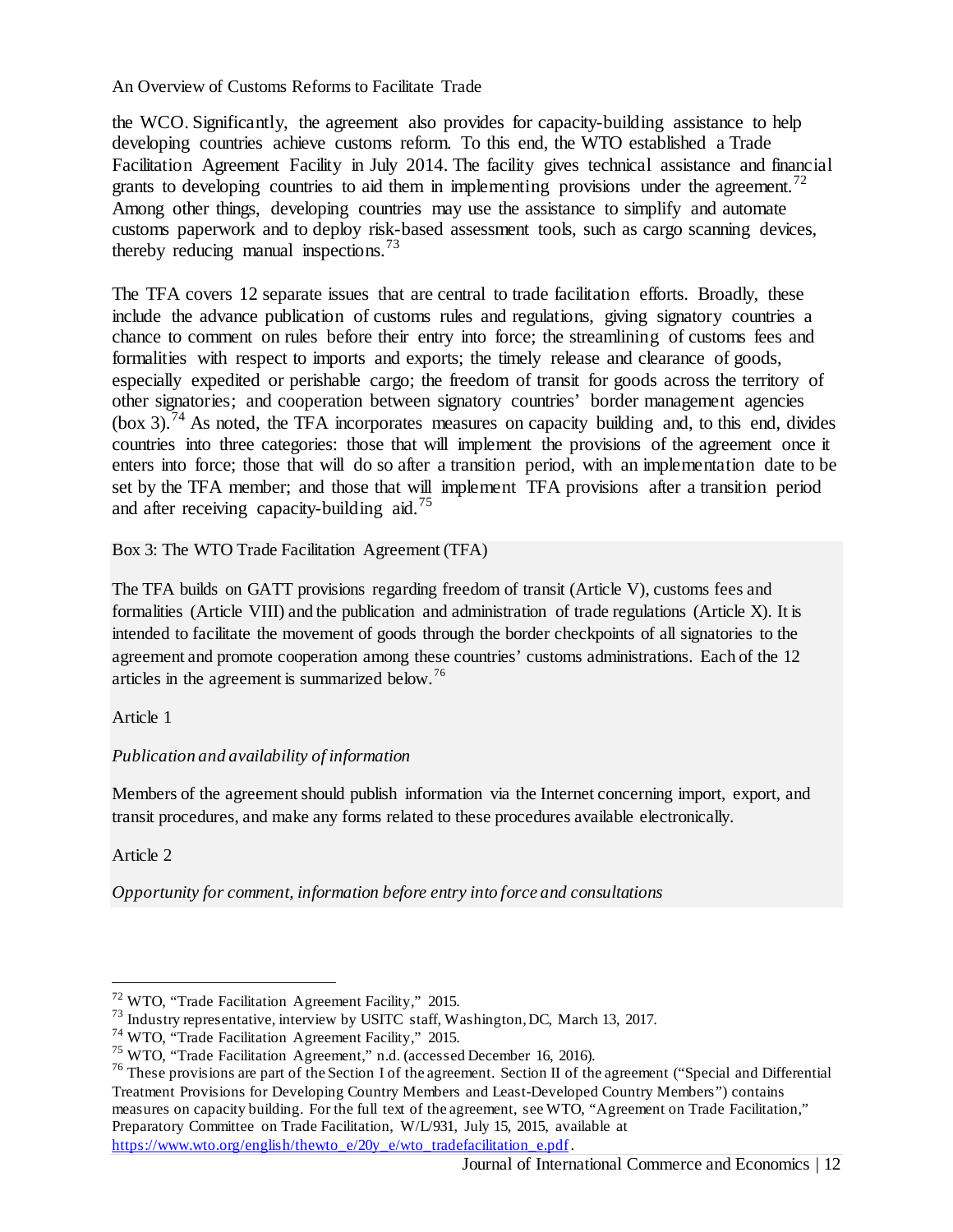the WCO. Significantly, the agreement also provides for capacity-building assistance to help developing countries achieve customs reform. To this end, the WTO established a Trade Facilitation Agreement Facility in July 2014. The facility gives technical assistance and financial grants to developing countries to aid them in implementing provisions under the agreement.[72] Among other things, developing countries may use the assistance to simplify and automate customs paperwork and to deploy risk-based assessment tools, such as cargo scanning devices, thereby reducing manual inspections.[73]

The TFA covers 12 separate issues that are central to trade facilitation efforts. Broadly, these include the advance publication of customs rules and regulations, giving signatory countries a chance to comment on rules before their entry into force; the streamlining of customs fees and formalities with respect to imports and exports; the timely release and clearance of goods, especially expedited or perishable cargo; the freedom of transit for goods across the territory of other signatories; and cooperation between signatory countries' border management agencies (box 3).[74] As noted, the TFA incorporates measures on capacity building and, to this end, divides countries into three categories: those that will implement the provisions of the agreement once it enters into force; those that will do so after a transition period, with an implementation date to be set by the TFA member; and those that will implement TFA provisions after a transition period and after receiving capacity-building aid.[75]

Box 3: The WTO Trade Facilitation Agreement (TFA)

The TFA builds on GATT provisions regarding freedom of transit (Article V), customs fees and formalities (Article VIII) and the publication and administration of trade regulations (Article X). It is intended to facilitate the movement of goods through the border checkpoints of all signatories to the agreement and promote cooperation among these countries' customs administrations. Each of the 12 articles in the agreement is summarized below.[76]

Article 1

*Publication and availability of information*

Members of the agreement should publish information via the Internet concerning import, export, and transit procedures, and make any forms related to these procedures available electronically.

Article 2

*Opportunity for comment, information before entry into force and consultations*

---

[72] WTO, "Trade Facilitation Agreement Facility," 2015.

[73] Industry representative, interview by USITC staff, Washington, DC, March 13, 2017.

[74] WTO, "Trade Facilitation Agreement Facility," 2015.

[75] WTO, "Trade Facilitation Agreement," n.d. (accessed December 16, 2016).

[76] These provisions are part of the Section I of the agreement. Section II of the agreement ("Special and Differential Treatment Provisions for Developing Country Members and Least-Developed Country Members") contains measures on capacity building. For the full text of the agreement, see WTO, "Agreement on Trade Facilitation," Preparatory Committee on Trade Facilitation, W/L/931, July 15, 2015, available at https://www.wto.org/english/thewto_e/20y_e/wto_tradefacilitation_e.pdf.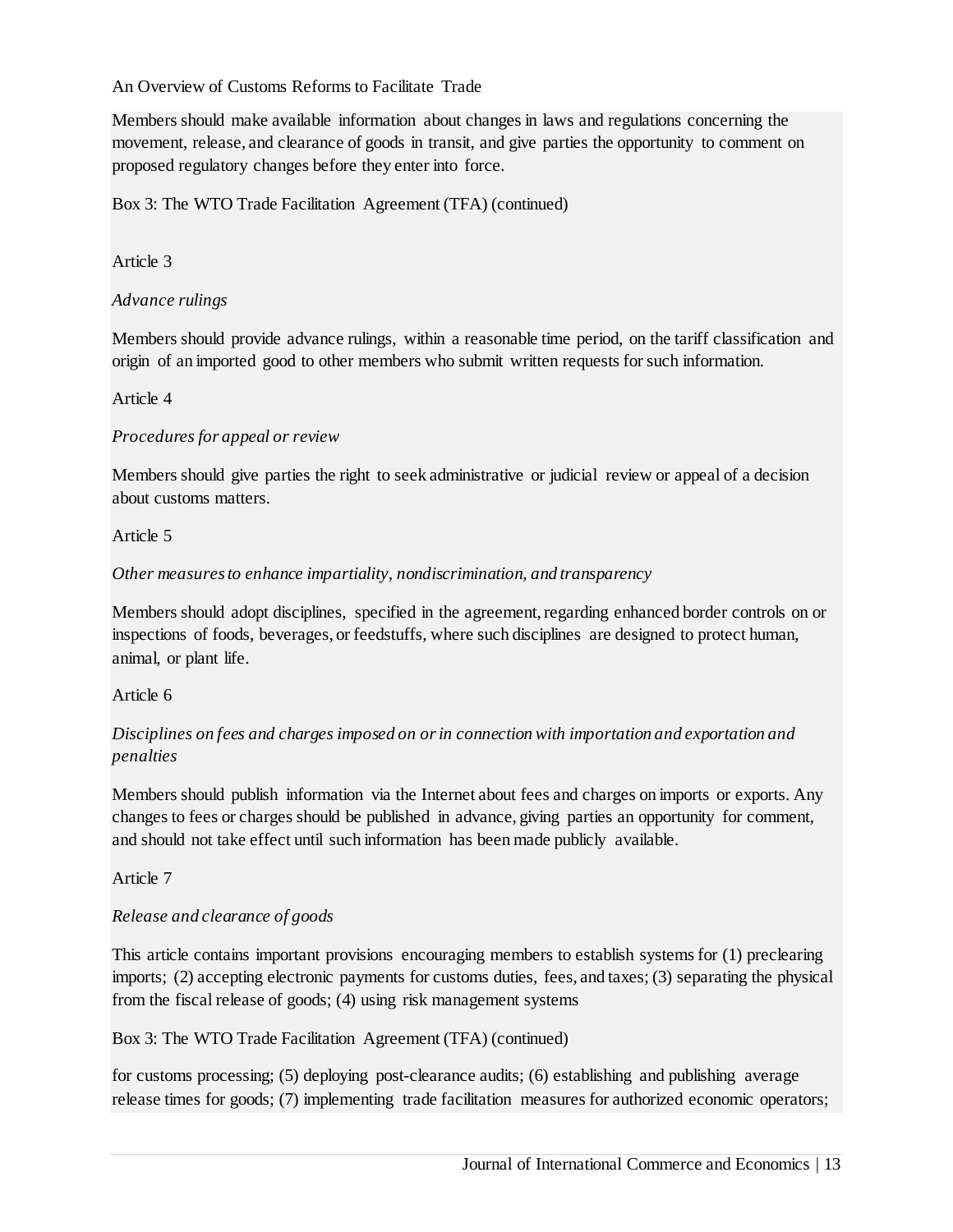Members should make available information about changes in laws and regulations concerning the movement, release, and clearance of goods in transit, and give parties the opportunity to comment on proposed regulatory changes before they enter into force.

Box 3: The WTO Trade Facilitation Agreement (TFA) (continued)

Article 3

*Advance rulings*

Members should provide advance rulings, within a reasonable time period, on the tariff classification and origin of an imported good to other members who submit written requests for such information.

Article 4

*Procedures for appeal or review*

Members should give parties the right to seek administrative or judicial review or appeal of a decision about customs matters.

Article 5

*Other measures to enhance impartiality, nondiscrimination, and transparency*

Members should adopt disciplines, specified in the agreement, regarding enhanced border controls on or inspections of foods, beverages, or feedstuffs, where such disciplines are designed to protect human, animal, or plant life.

Article 6

*Disciplines on fees and charges imposed on or in connection with importation and exportation and penalties*

Members should publish information via the Internet about fees and charges on imports or exports. Any changes to fees or charges should be published in advance, giving parties an opportunity for comment, and should not take effect until such information has been made publicly available.

Article 7

*Release and clearance of goods*

This article contains important provisions encouraging members to establish systems for (1) preclearing imports; (2) accepting electronic payments for customs duties, fees, and taxes; (3) separating the physical from the fiscal release of goods; (4) using risk management systems

Box 3: The WTO Trade Facilitation Agreement (TFA) (continued)

for customs processing; (5) deploying post-clearance audits; (6) establishing and publishing average release times for goods; (7) implementing trade facilitation measures for authorized economic operators;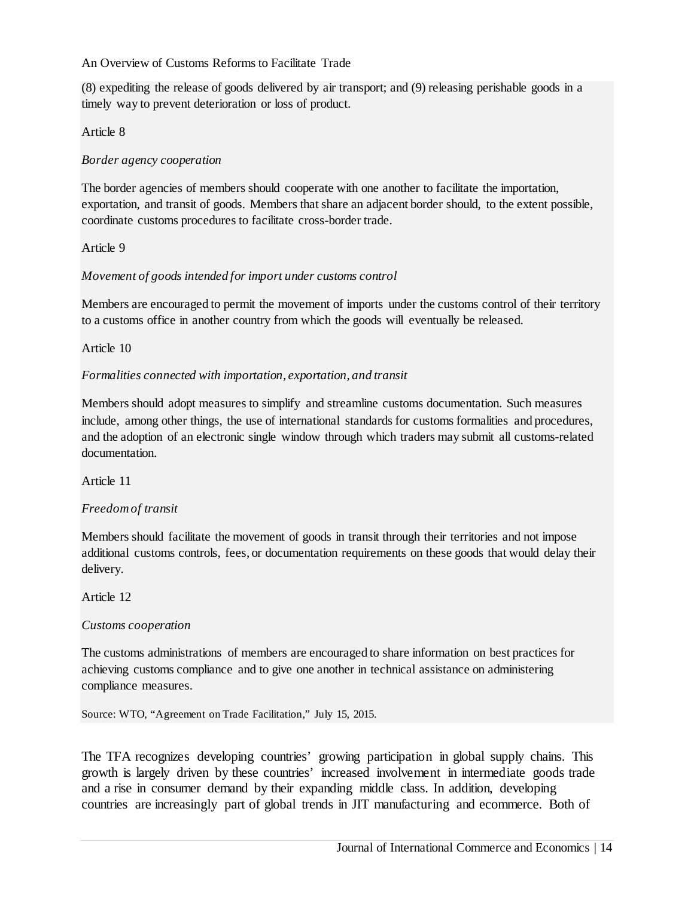(8) expediting the release of goods delivered by air transport; and (9) releasing perishable goods in a timely way to prevent deterioration or loss of product.

Article 8

*Border agency cooperation*

The border agencies of members should cooperate with one another to facilitate the importation, exportation, and transit of goods. Members that share an adjacent border should, to the extent possible, coordinate customs procedures to facilitate cross-border trade.

Article 9

*Movement of goods intended for import under customs control*

Members are encouraged to permit the movement of imports under the customs control of their territory to a customs office in another country from which the goods will eventually be released.

Article 10

*Formalities connected with importation, exportation, and transit*

Members should adopt measures to simplify and streamline customs documentation. Such measures include, among other things, the use of international standards for customs formalities and procedures, and the adoption of an electronic single window through which traders may submit all customs-related documentation.

Article 11

*Freedom of transit*

Members should facilitate the movement of goods in transit through their territories and not impose additional customs controls, fees, or documentation requirements on these goods that would delay their delivery.

Article 12

*Customs cooperation*

The customs administrations of members are encouraged to share information on best practices for achieving customs compliance and to give one another in technical assistance on administering compliance measures.

Source: WTO, "Agreement on Trade Facilitation," July 15, 2015.

The TFA recognizes developing countries' growing participation in global supply chains. This growth is largely driven by these countries' increased involvement in intermediate goods trade and a rise in consumer demand by their expanding middle class. In addition, developing countries are increasingly part of global trends in JIT manufacturing and ecommerce. Both of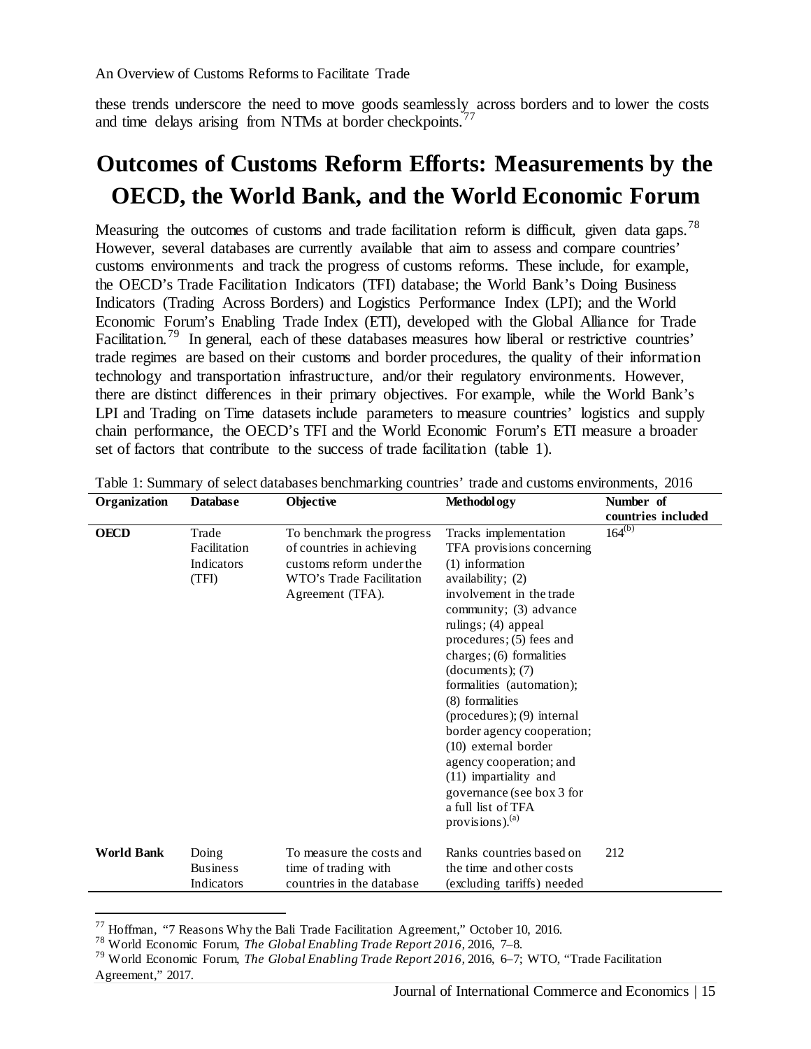these trends underscore the need to move goods seamlessly across borders and to lower the costs and time delays arising from NTMs at border checkpoints.[77]

# Outcomes of Customs Reform Efforts: Measurements by the OECD, the World Bank, and the World Economic Forum

Measuring the outcomes of customs and trade facilitation reform is difficult, given data gaps.[78] However, several databases are currently available that aim to assess and compare countries' customs environments and track the progress of customs reforms. These include, for example, the OECD's Trade Facilitation Indicators (TFI) database; the World Bank's Doing Business Indicators (Trading Across Borders) and Logistics Performance Index (LPI); and the World Economic Forum's Enabling Trade Index (ETI), developed with the Global Alliance for Trade Facilitation.[79] In general, each of these databases measures how liberal or restrictive countries' trade regimes are based on their customs and border procedures, the quality of their information technology and transportation infrastructure, and/or their regulatory environments. However, there are distinct differences in their primary objectives. For example, while the World Bank's LPI and Trading on Time datasets include parameters to measure countries' logistics and supply chain performance, the OECD's TFI and the World Economic Forum's ETI measure a broader set of factors that contribute to the success of trade facilitation (table 1).

Table 1: Summary of select databases benchmarking countries' trade and customs environments, 2016

| Organization | Database | Objective | Methodology | Number of countries included |
|---|---|---|---|---|
| **OECD** | Trade Facilitation Indicators (TFI) | To benchmark the progress of countries in achieving customs reform under the WTO's Trade Facilitation Agreement (TFA). | Tracks implementation TFA provisions concerning (1) information availability; (2) involvement in the trade community; (3) advance rulings; (4) appeal procedures; (5) fees and charges; (6) formalities (documents); (7) formalities (automation); (8) formalities (procedures); (9) internal border agency cooperation; (10) external border agency cooperation; and (11) impartiality and governance (see box 3 for a full list of TFA provisions).[(a)] | 164[(b)] |
| **World Bank** | Doing Business Indicators | To measure the costs and time of trading with countries in the database | Ranks countries based on the time and other costs (excluding tariffs) needed | 212 |

[77] Hoffman, "7 Reasons Why the Bali Trade Facilitation Agreement," October 10, 2016.

[78] World Economic Forum, *The Global Enabling Trade Report 2016*, 2016, 7–8.

[79] World Economic Forum, *The Global Enabling Trade Report 2016*, 2016, 6–7; WTO, "Trade Facilitation Agreement," 2017.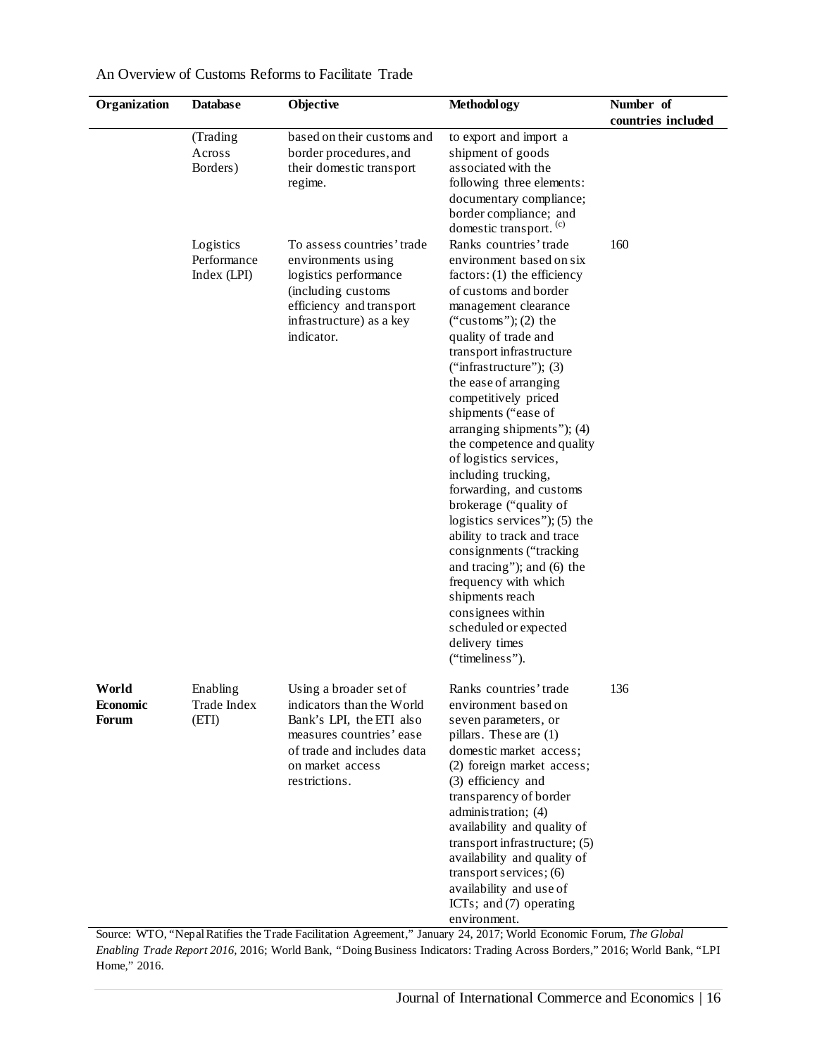An Overview of Customs Reforms to Facilitate Trade

| Organization | Database | Objective | Methodology | Number of countries included |
|---|---|---|---|---|
| | (Trading Across Borders) | based on their customs and border procedures, and their domestic transport regime. | to export and import a shipment of goods associated with the following three elements: documentary compliance; border compliance; and domestic transport. [c] | |
| | Logistics Performance Index (LPI) | To assess countries' trade environments using logistics performance (including customs efficiency and transport infrastructure) as a key indicator. | Ranks countries' trade environment based on six factors: (1) the efficiency of customs and border management clearance ("customs"); (2) the quality of trade and transport infrastructure ("infrastructure"); (3) the ease of arranging competitively priced shipments ("ease of arranging shipments"); (4) the competence and quality of logistics services, including trucking, forwarding, and customs brokerage ("quality of logistics services"); (5) the ability to track and trace consignments ("tracking and tracing"); and (6) the frequency with which shipments reach consignees within scheduled or expected delivery times ("timeliness"). | 160 |
| **World Economic Forum** | Enabling Trade Index (ETI) | Using a broader set of indicators than the World Bank's LPI, the ETI also measures countries' ease of trade and includes data on market access restrictions. | Ranks countries' trade environment based on seven parameters, or pillars. These are (1) domestic market access; (2) foreign market access; (3) efficiency and transparency of border administration; (4) availability and quality of transport infrastructure; (5) availability and quality of transport services; (6) availability and use of ICTs; and (7) operating environment. | 136 |

Source: WTO, "Nepal Ratifies the Trade Facilitation Agreement," January 24, 2017; World Economic Forum, *The Global Enabling Trade Report 2016*, 2016; World Bank, "Doing Business Indicators: Trading Across Borders," 2016; World Bank, "LPI Home," 2016.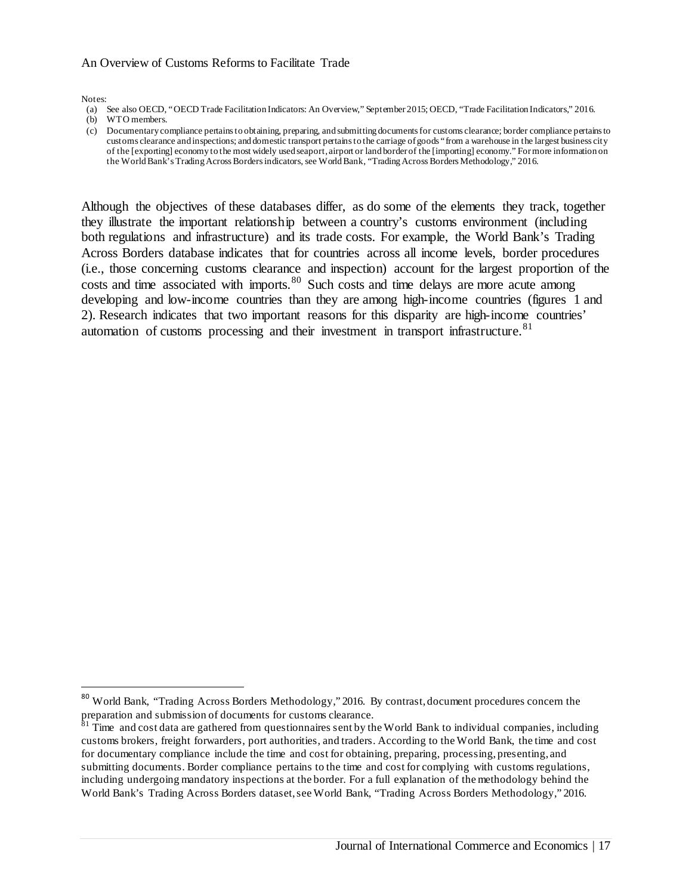Notes:

(a) See also OECD, "OECD Trade Facilitation Indicators: An Overview," September 2015; OECD, "Trade Facilitation Indicators," 2016.
(b) WTO members.
(c) Documentary compliance pertains to obtaining, preparing, and submitting documents for customs clearance; border compliance pertains to customs clearance and inspections; and domestic transport pertains to the carriage of goods "from a warehouse in the largest business city of the [exporting] economy to the most widely used seaport, airport or land border of the [importing] economy." For more information on the World Bank's Trading Across Borders indicators, see World Bank, "Trading Across Borders Methodology," 2016.

Although the objectives of these databases differ, as do some of the elements they track, together they illustrate the important relationship between a country's customs environment (including both regulations and infrastructure) and its trade costs. For example, the World Bank's Trading Across Borders database indicates that for countries across all income levels, border procedures (i.e., those concerning customs clearance and inspection) account for the largest proportion of the costs and time associated with imports.[80] Such costs and time delays are more acute among developing and low-income countries than they are among high-income countries (figures 1 and 2). Research indicates that two important reasons for this disparity are high-income countries' automation of customs processing and their investment in transport infrastructure.[81]

---

[80] World Bank, "Trading Across Borders Methodology," 2016. By contrast, document procedures concern the preparation and submission of documents for customs clearance.

[81] Time and cost data are gathered from questionnaires sent by the World Bank to individual companies, including customs brokers, freight forwarders, port authorities, and traders. According to the World Bank, the time and cost for documentary compliance include the time and cost for obtaining, preparing, processing, presenting, and submitting documents. Border compliance pertains to the time and cost for complying with customs regulations, including undergoing mandatory inspections at the border. For a full explanation of the methodology behind the World Bank's Trading Across Borders dataset, see World Bank, "Trading Across Borders Methodology," 2016.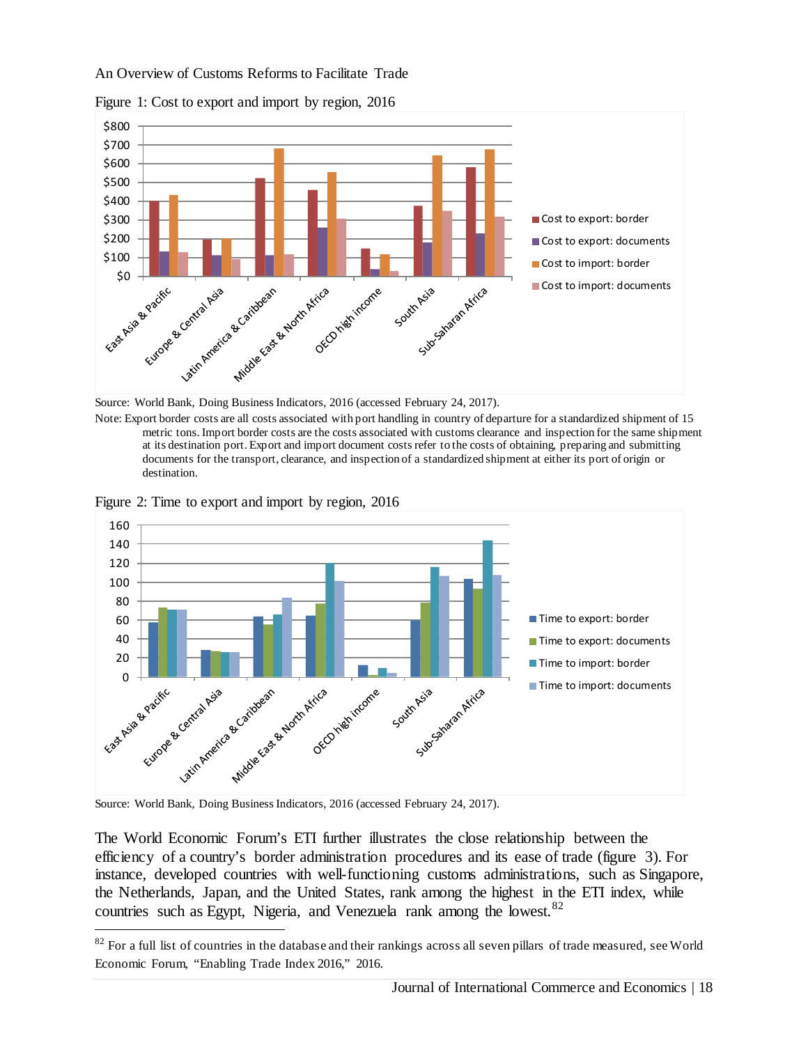Figure 1: Cost to export and import by region, 2016

Source: World Bank, Doing Business Indicators, 2016 (accessed February 24, 2017).

Note: Export border costs are all costs associated with port handling in country of departure for a standardized shipment of 15 metric tons. Import border costs are the costs associated with customs clearance and inspection for the same shipment at its destination port. Export and import document costs refer to the costs of obtaining, preparing and submitting documents for the transport, clearance, and inspection of a standardized shipment at either its port of origin or destination.

Figure 2: Time to export and import by region, 2016

Source: World Bank, Doing Business Indicators, 2016 (accessed February 24, 2017).

The World Economic Forum's ETI further illustrates the close relationship between the efficiency of a country's border administration procedures and its ease of trade (figure 3). For instance, developed countries with well-functioning customs administrations, such as Singapore, the Netherlands, Japan, and the United States, rank among the highest in the ETI index, while countries such as Egypt, Nigeria, and Venezuela rank among the lowest.[82]

[82] For a full list of countries in the database and their rankings across all seven pillars of trade measured, see World Economic Forum, "Enabling Trade Index 2016," 2016.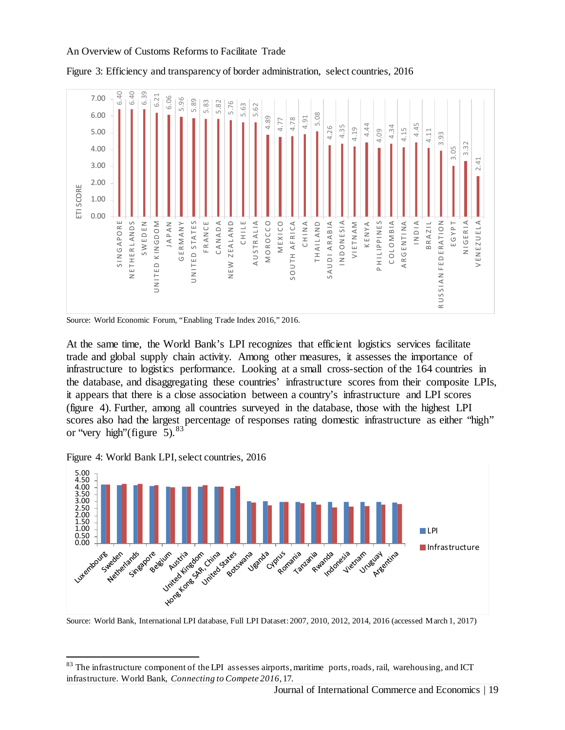Figure 3: Efficiency and transparency of border administration, select countries, 2016

Source: World Economic Forum, "Enabling Trade Index 2016," 2016.

At the same time, the World Bank's LPI recognizes that efficient logistics services facilitate trade and global supply chain activity. Among other measures, it assesses the importance of infrastructure to logistics performance. Looking at a small cross-section of the 164 countries in the database, and disaggregating these countries' infrastructure scores from their composite LPIs, it appears that there is a close association between a country's infrastructure and LPI scores (figure 4). Further, among all countries surveyed in the database, those with the highest LPI scores also had the largest percentage of responses rating domestic infrastructure as either "high" or "very high"(figure 5).[83]

Figure 4: World Bank LPI, select countries, 2016

Source: World Bank, International LPI database, Full LPI Dataset: 2007, 2010, 2012, 2014, 2016 (accessed March 1, 2017)

---

[83] The infrastructure component of the LPI assesses airports, maritime ports, roads, rail, warehousing, and ICT infrastructure. World Bank, *Connecting to Compete 2016*, 17.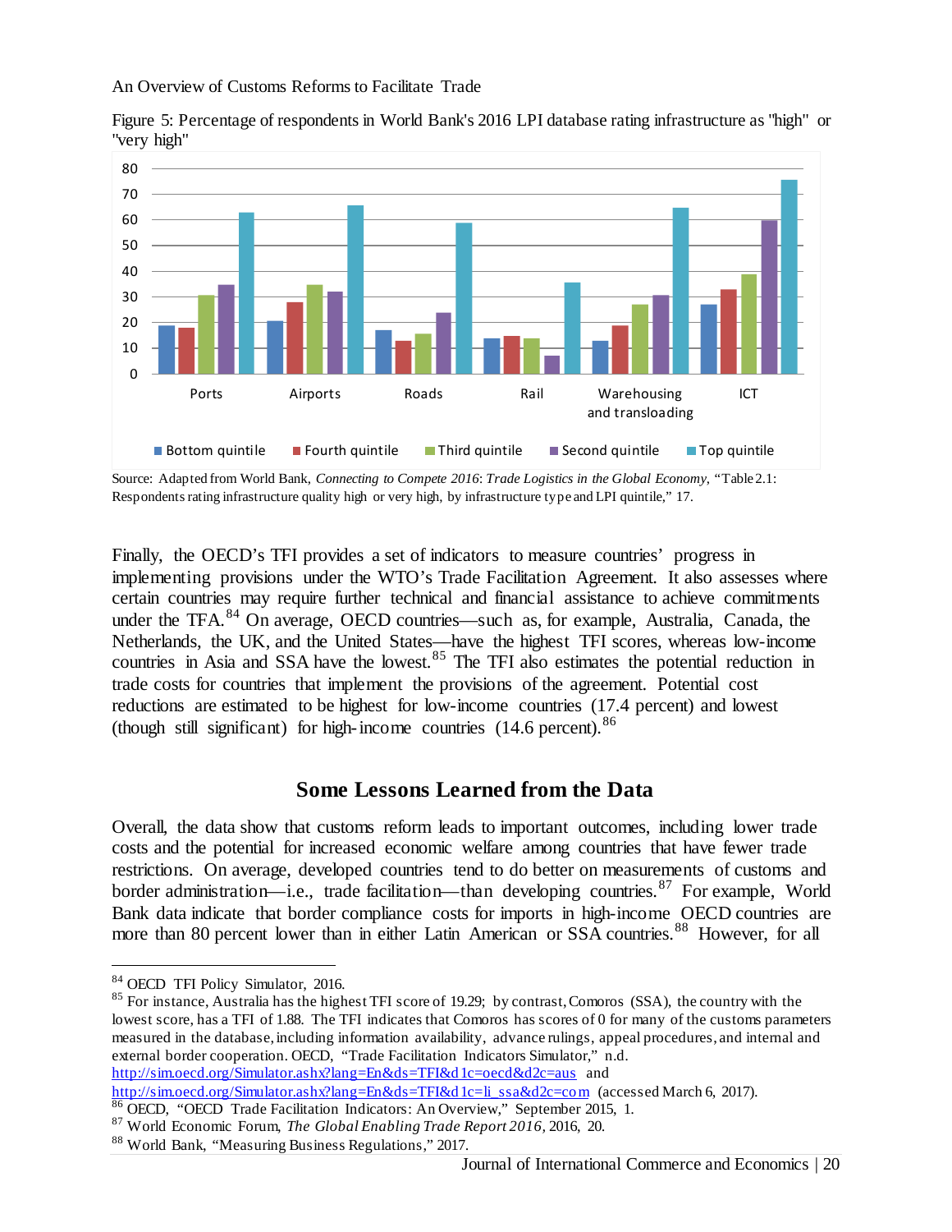Figure 5: Percentage of respondents in World Bank's 2016 LPI database rating infrastructure as "high" or "very high"

Source: Adapted from World Bank, *Connecting to Compete 2016: Trade Logistics in the Global Economy*, "Table 2.1: Respondents rating infrastructure quality high or very high, by infrastructure type and LPI quintile," 17.

Finally, the OECD's TFI provides a set of indicators to measure countries' progress in implementing provisions under the WTO's Trade Facilitation Agreement. It also assesses where certain countries may require further technical and financial assistance to achieve commitments under the TFA.[84] On average, OECD countries—such as, for example, Australia, Canada, the Netherlands, the UK, and the United States—have the highest TFI scores, whereas low-income countries in Asia and SSA have the lowest.[85] The TFI also estimates the potential reduction in trade costs for countries that implement the provisions of the agreement. Potential cost reductions are estimated to be highest for low-income countries (17.4 percent) and lowest (though still significant) for high-income countries (14.6 percent).[86]

## Some Lessons Learned from the Data

Overall, the data show that customs reform leads to important outcomes, including lower trade costs and the potential for increased economic welfare among countries that have fewer trade restrictions. On average, developed countries tend to do better on measurements of customs and border administration—i.e., trade facilitation—than developing countries.[87] For example, World Bank data indicate that border compliance costs for imports in high-income OECD countries are more than 80 percent lower than in either Latin American or SSA countries.[88] However, for all

---

[84] OECD TFI Policy Simulator, 2016.

[85] For instance, Australia has the highest TFI score of 19.29; by contrast, Comoros (SSA), the country with the lowest score, has a TFI of 1.88. The TFI indicates that Comoros has scores of 0 for many of the customs parameters measured in the database, including information availability, advance rulings, appeal procedures, and internal and external border cooperation. OECD, "Trade Facilitation Indicators Simulator," n.d. http://sim.oecd.org/Simulator.ashx?lang=En&ds=TFI&d1c=oecd&d2c=aus and http://sim.oecd.org/Simulator.ashx?lang=En&ds=TFI&d1c=li_ssa&d2c=com (accessed March 6, 2017).

[86] OECD, "OECD Trade Facilitation Indicators: An Overview," September 2015, 1.

[87] World Economic Forum, *The Global Enabling Trade Report 2016*, 2016, 20.

[88] World Bank, "Measuring Business Regulations," 2017.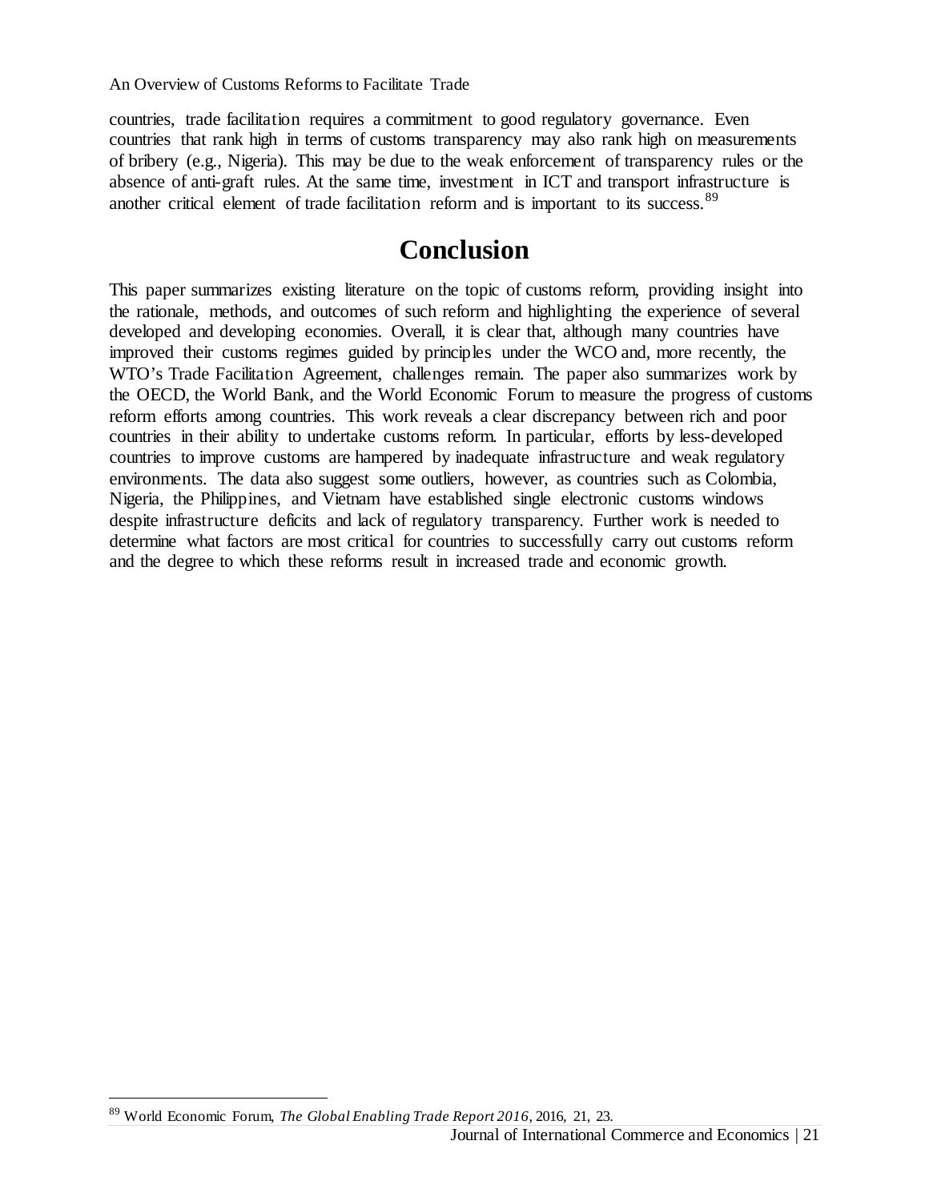countries, trade facilitation requires a commitment to good regulatory governance. Even countries that rank high in terms of customs transparency may also rank high on measurements of bribery (e.g., Nigeria). This may be due to the weak enforcement of transparency rules or the absence of anti-graft rules. At the same time, investment in ICT and transport infrastructure is another critical element of trade facilitation reform and is important to its success.[89]

# Conclusion

This paper summarizes existing literature on the topic of customs reform, providing insight into the rationale, methods, and outcomes of such reform and highlighting the experience of several developed and developing economies. Overall, it is clear that, although many countries have improved their customs regimes guided by principles under the WCO and, more recently, the WTO's Trade Facilitation Agreement, challenges remain. The paper also summarizes work by the OECD, the World Bank, and the World Economic Forum to measure the progress of customs reform efforts among countries. This work reveals a clear discrepancy between rich and poor countries in their ability to undertake customs reform. In particular, efforts by less-developed countries to improve customs are hampered by inadequate infrastructure and weak regulatory environments. The data also suggest some outliers, however, as countries such as Colombia, Nigeria, the Philippines, and Vietnam have established single electronic customs windows despite infrastructure deficits and lack of regulatory transparency. Further work is needed to determine what factors are most critical for countries to successfully carry out customs reform and the degree to which these reforms result in increased trade and economic growth.

---

[89] World Economic Forum, *The Global Enabling Trade Report 2016*, 2016, 21, 23.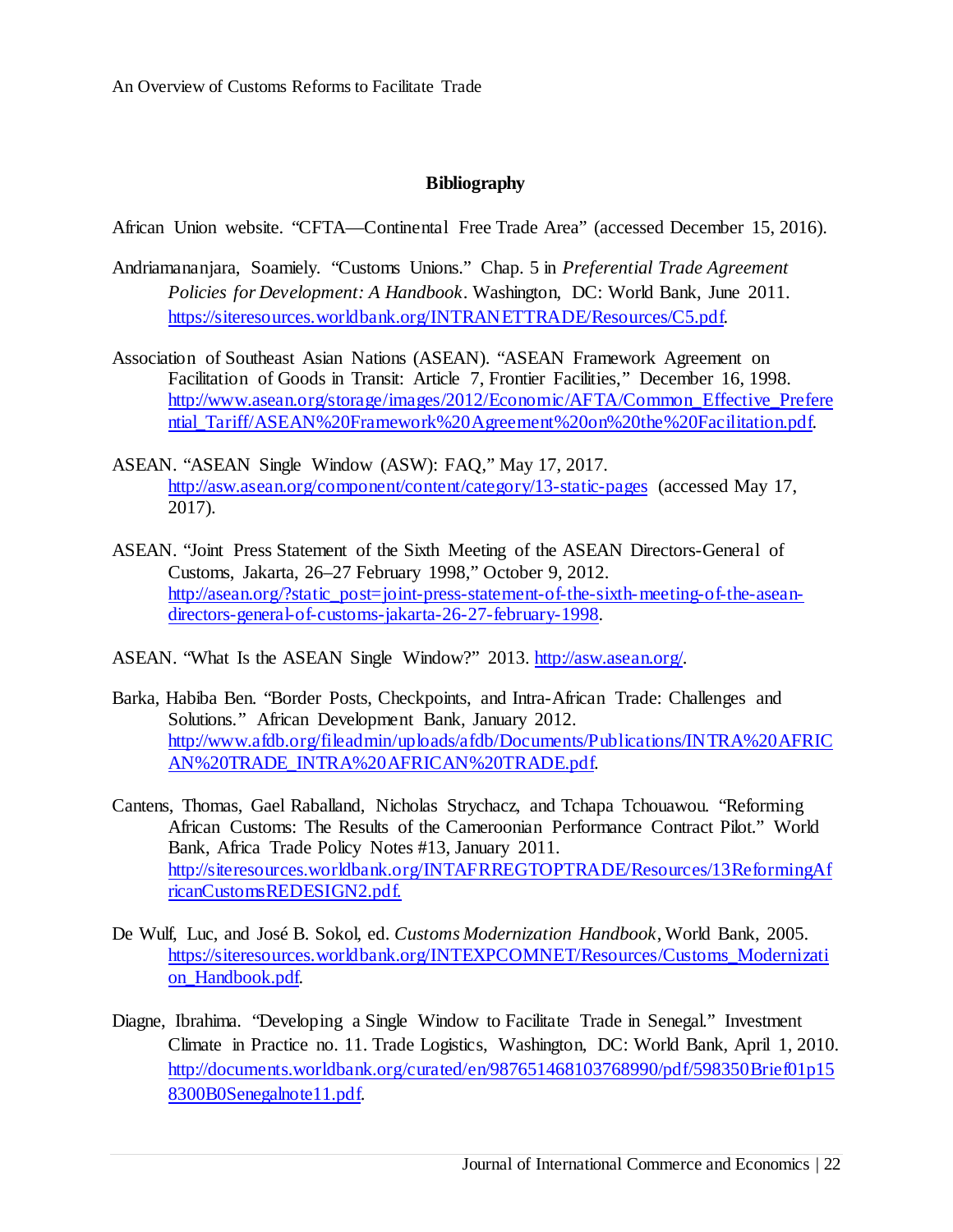# Bibliography

African Union website. "CFTA—Continental Free Trade Area" (accessed December 15, 2016).

Andriamananjara, Soamiely. "Customs Unions." Chap. 5 in *Preferential Trade Agreement Policies for Development: A Handbook*. Washington, DC: World Bank, June 2011. https://siteresources.worldbank.org/INTRANETTRADE/Resources/C5.pdf.

Association of Southeast Asian Nations (ASEAN). "ASEAN Framework Agreement on Facilitation of Goods in Transit: Article 7, Frontier Facilities," December 16, 1998. http://www.asean.org/storage/images/2012/Economic/AFTA/Common_Effective_Preferential_Tariff/ASEAN%20Framework%20Agreement%20on%20the%20Facilitation.pdf.

ASEAN. "ASEAN Single Window (ASW): FAQ," May 17, 2017. http://asw.asean.org/component/content/category/13-static-pages (accessed May 17, 2017).

ASEAN. "Joint Press Statement of the Sixth Meeting of the ASEAN Directors-General of Customs, Jakarta, 26–27 February 1998," October 9, 2012. http://asean.org/?static_post=joint-press-statement-of-the-sixth-meeting-of-the-asean-directors-general-of-customs-jakarta-26-27-february-1998.

ASEAN. "What Is the ASEAN Single Window?" 2013. http://asw.asean.org/.

Barka, Habiba Ben. "Border Posts, Checkpoints, and Intra-African Trade: Challenges and Solutions." African Development Bank, January 2012. http://www.afdb.org/fileadmin/uploads/afdb/Documents/Publications/INTRA%20AFRICAN%20TRADE_INTRA%20AFRICAN%20TRADE.pdf.

Cantens, Thomas, Gael Raballand, Nicholas Strychacz, and Tchapa Tchouawou. "Reforming African Customs: The Results of the Cameroonian Performance Contract Pilot." World Bank, Africa Trade Policy Notes #13, January 2011. http://siteresources.worldbank.org/INTAFRREGTOPTRADE/Resources/13ReformingAfricanCustomsREDESIGN2.pdf.

De Wulf, Luc, and José B. Sokol, ed. *Customs Modernization Handbook*, World Bank, 2005. https://siteresources.worldbank.org/INTEXPCOMNET/Resources/Customs_Modernization_Handbook.pdf.

Diagne, Ibrahima. "Developing a Single Window to Facilitate Trade in Senegal." Investment Climate in Practice no. 11. Trade Logistics, Washington, DC: World Bank, April 1, 2010. http://documents.worldbank.org/curated/en/987651468103768990/pdf/598350Brief01p158300B0Senegalnote11.pdf.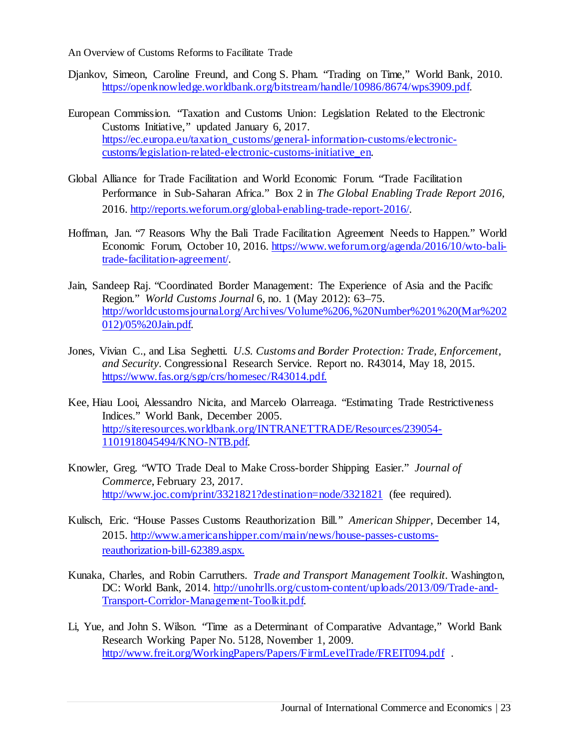Djankov, Simeon, Caroline Freund, and Cong S. Pham. "Trading on Time," World Bank, 2010. https://openknowledge.worldbank.org/bitstream/handle/10986/8674/wps3909.pdf.

European Commission. "Taxation and Customs Union: Legislation Related to the Electronic Customs Initiative," updated January 6, 2017. https://ec.europa.eu/taxation_customs/general-information-customs/electronic-customs/legislation-related-electronic-customs-initiative_en.

Global Alliance for Trade Facilitation and World Economic Forum. "Trade Facilitation Performance in Sub-Saharan Africa." Box 2 in *The Global Enabling Trade Report 2016*, 2016. http://reports.weforum.org/global-enabling-trade-report-2016/.

Hoffman, Jan. "7 Reasons Why the Bali Trade Facilitation Agreement Needs to Happen." World Economic Forum, October 10, 2016. https://www.weforum.org/agenda/2016/10/wto-bali-trade-facilitation-agreement/.

Jain, Sandeep Raj. "Coordinated Border Management: The Experience of Asia and the Pacific Region." *World Customs Journal* 6, no. 1 (May 2012): 63–75. http://worldcustomsjournal.org/Archives/Volume%206,%20Number%201%20(Mar%202012)/05%20Jain.pdf.

Jones, Vivian C., and Lisa Seghetti. *U.S. Customs and Border Protection: Trade, Enforcement, and Security*. Congressional Research Service. Report no. R43014, May 18, 2015. https://www.fas.org/sgp/crs/homesec/R43014.pdf.

Kee, Hiau Looi, Alessandro Nicita, and Marcelo Olarreaga. "Estimating Trade Restrictiveness Indices." World Bank, December 2005. http://siteresources.worldbank.org/INTRANETTRADE/Resources/239054-1101918045494/KNO-NTB.pdf.

Knowler, Greg. "WTO Trade Deal to Make Cross-border Shipping Easier." *Journal of Commerce*, February 23, 2017. http://www.joc.com/print/3321821?destination=node/3321821 (fee required).

Kulisch, Eric. "House Passes Customs Reauthorization Bill." *American Shipper*, December 14, 2015. http://www.americanshipper.com/main/news/house-passes-customs-reauthorization-bill-62389.aspx.

Kunaka, Charles, and Robin Carruthers. *Trade and Transport Management Toolkit*. Washington, DC: World Bank, 2014. http://unohrlls.org/custom-content/uploads/2013/09/Trade-and-Transport-Corridor-Management-Toolkit.pdf.

Li, Yue, and John S. Wilson. "Time as a Determinant of Comparative Advantage," World Bank Research Working Paper No. 5128, November 1, 2009. http://www.freit.org/WorkingPapers/Papers/FirmLevelTrade/FREIT094.pdf .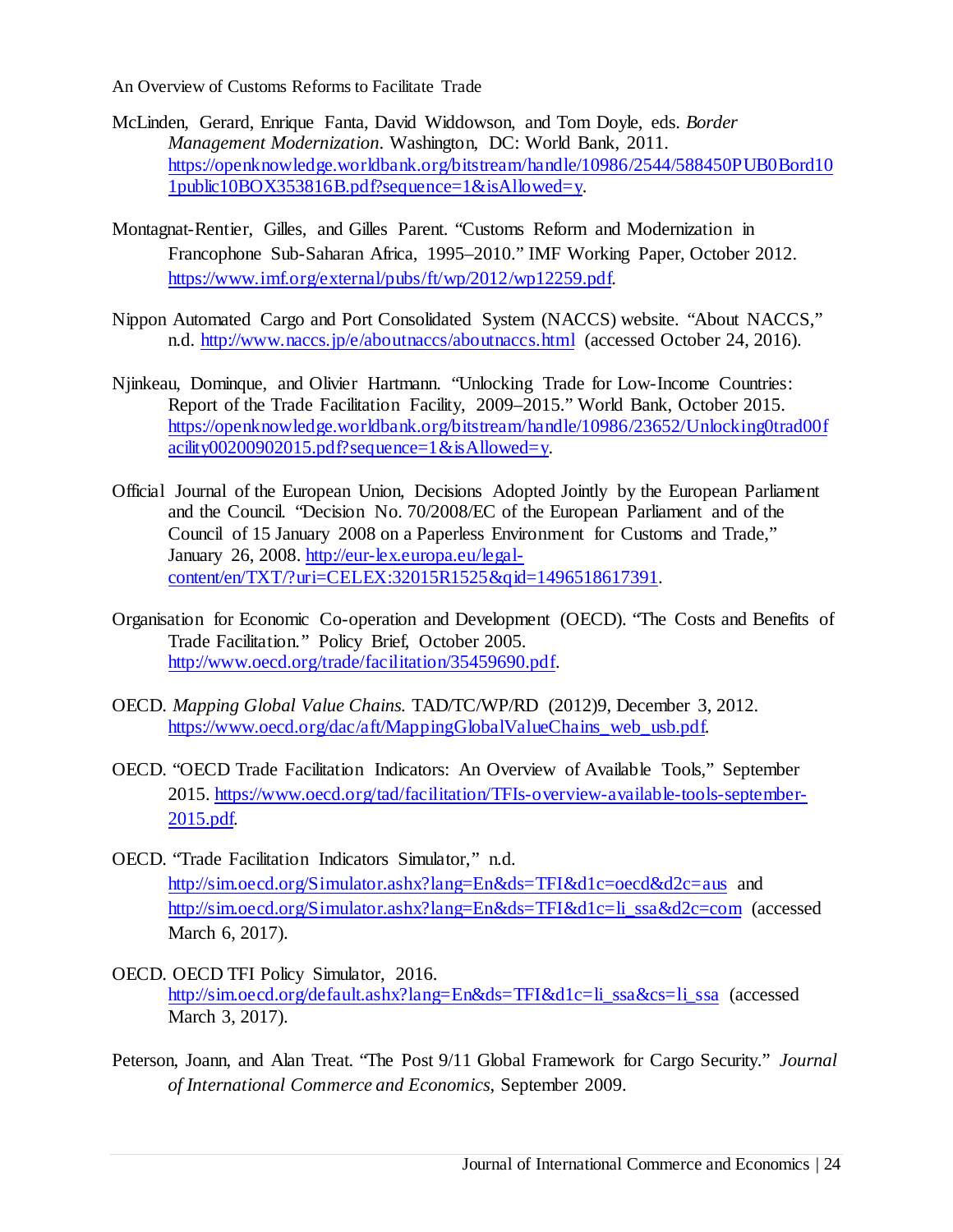McLinden, Gerard, Enrique Fanta, David Widdowson, and Tom Doyle, eds. *Border Management Modernization*. Washington, DC: World Bank, 2011. https://openknowledge.worldbank.org/bitstream/handle/10986/2544/588450PUB0Bord101public10BOX353816B.pdf?sequence=1&isAllowed=y.

Montagnat-Rentier, Gilles, and Gilles Parent. "Customs Reform and Modernization in Francophone Sub-Saharan Africa, 1995–2010." IMF Working Paper, October 2012. https://www.imf.org/external/pubs/ft/wp/2012/wp12259.pdf.

Nippon Automated Cargo and Port Consolidated System (NACCS) website. "About NACCS," n.d. http://www.naccs.jp/e/aboutnaccs/aboutnaccs.html (accessed October 24, 2016).

Njinkeau, Dominque, and Olivier Hartmann. "Unlocking Trade for Low-Income Countries: Report of the Trade Facilitation Facility, 2009–2015." World Bank, October 2015. https://openknowledge.worldbank.org/bitstream/handle/10986/23652/Unlocking0trad00facility00200902015.pdf?sequence=1&isAllowed=y.

Official Journal of the European Union, Decisions Adopted Jointly by the European Parliament and the Council. "Decision No. 70/2008/EC of the European Parliament and of the Council of 15 January 2008 on a Paperless Environment for Customs and Trade," January 26, 2008. http://eur-lex.europa.eu/legal-content/en/TXT/?uri=CELEX:32015R1525&qid=1496518617391.

Organisation for Economic Co-operation and Development (OECD). "The Costs and Benefits of Trade Facilitation." Policy Brief, October 2005. http://www.oecd.org/trade/facilitation/35459690.pdf.

OECD. *Mapping Global Value Chains*. TAD/TC/WP/RD (2012)9, December 3, 2012. https://www.oecd.org/dac/aft/MappingGlobalValueChains_web_usb.pdf.

OECD. "OECD Trade Facilitation Indicators: An Overview of Available Tools," September 2015. https://www.oecd.org/tad/facilitation/TFIs-overview-available-tools-september-2015.pdf.

OECD. "Trade Facilitation Indicators Simulator," n.d. http://sim.oecd.org/Simulator.ashx?lang=En&ds=TFI&d1c=oecd&d2c=aus and http://sim.oecd.org/Simulator.ashx?lang=En&ds=TFI&d1c=li_ssa&d2c=com (accessed March 6, 2017).

OECD. OECD TFI Policy Simulator, 2016. http://sim.oecd.org/default.ashx?lang=En&ds=TFI&d1c=li_ssa&cs=li_ssa (accessed March 3, 2017).

Peterson, Joann, and Alan Treat. "The Post 9/11 Global Framework for Cargo Security." *Journal of International Commerce and Economics*, September 2009.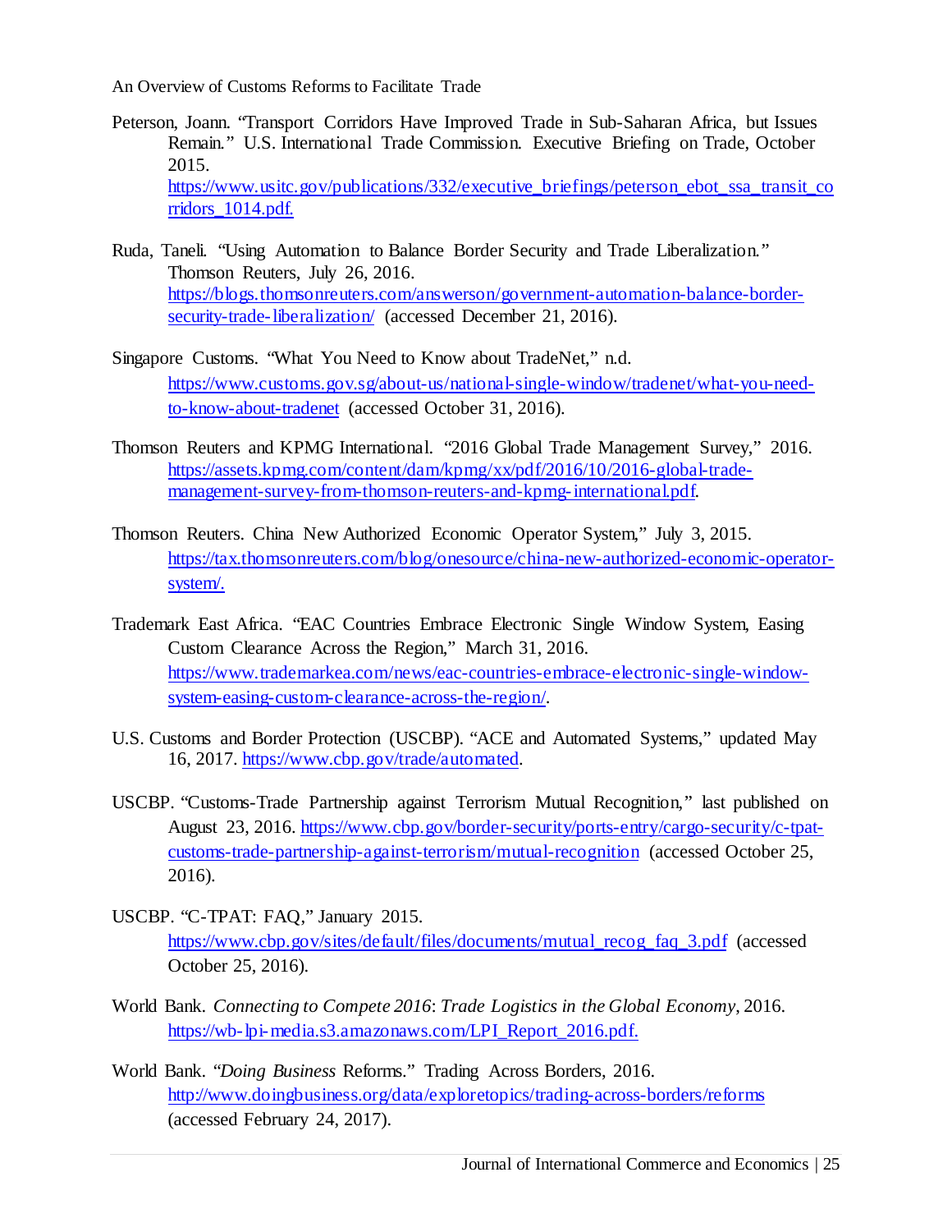Peterson, Joann. "Transport Corridors Have Improved Trade in Sub-Saharan Africa, but Issues Remain." U.S. International Trade Commission. Executive Briefing on Trade, October 2015. https://www.usitc.gov/publications/332/executive_briefings/peterson_ebot_ssa_transit_corridors_1014.pdf.

Ruda, Taneli. "Using Automation to Balance Border Security and Trade Liberalization." Thomson Reuters, July 26, 2016. https://blogs.thomsonreuters.com/answerson/government-automation-balance-border-security-trade-liberalization/ (accessed December 21, 2016).

Singapore Customs. "What You Need to Know about TradeNet," n.d. https://www.customs.gov.sg/about-us/national-single-window/tradenet/what-you-need-to-know-about-tradenet (accessed October 31, 2016).

Thomson Reuters and KPMG International. "2016 Global Trade Management Survey," 2016. https://assets.kpmg.com/content/dam/kpmg/xx/pdf/2016/10/2016-global-trade-management-survey-from-thomson-reuters-and-kpmg-international.pdf.

Thomson Reuters. China New Authorized Economic Operator System," July 3, 2015. https://tax.thomsonreuters.com/blog/onesource/china-new-authorized-economic-operator-system/.

Trademark East Africa. "EAC Countries Embrace Electronic Single Window System, Easing Custom Clearance Across the Region," March 31, 2016. https://www.trademarkea.com/news/eac-countries-embrace-electronic-single-window-system-easing-custom-clearance-across-the-region/.

U.S. Customs and Border Protection (USCBP). "ACE and Automated Systems," updated May 16, 2017. https://www.cbp.gov/trade/automated.

USCBP. "Customs-Trade Partnership against Terrorism Mutual Recognition," last published on August 23, 2016. https://www.cbp.gov/border-security/ports-entry/cargo-security/c-tpat-customs-trade-partnership-against-terrorism/mutual-recognition (accessed October 25, 2016).

USCBP. "C-TPAT: FAQ," January 2015. https://www.cbp.gov/sites/default/files/documents/mutual_recog_faq_3.pdf (accessed October 25, 2016).

World Bank. *Connecting to Compete 2016*: *Trade Logistics in the Global Economy*, 2016. https://wb-lpi-media.s3.amazonaws.com/LPI_Report_2016.pdf.

World Bank. "*Doing Business* Reforms." Trading Across Borders, 2016. http://www.doingbusiness.org/data/exploretopics/trading-across-borders/reforms (accessed February 24, 2017).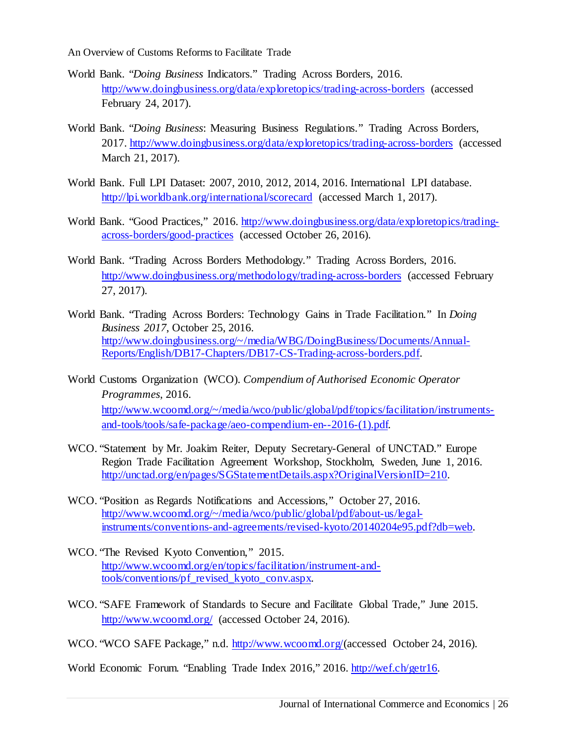World Bank. "*Doing Business* Indicators." Trading Across Borders, 2016. http://www.doingbusiness.org/data/exploretopics/trading-across-borders (accessed February 24, 2017).

World Bank. "*Doing Business*: Measuring Business Regulations." Trading Across Borders, 2017. http://www.doingbusiness.org/data/exploretopics/trading-across-borders (accessed March 21, 2017).

World Bank. Full LPI Dataset: 2007, 2010, 2012, 2014, 2016. International LPI database. http://lpi.worldbank.org/international/scorecard (accessed March 1, 2017).

World Bank. "Good Practices," 2016. http://www.doingbusiness.org/data/exploretopics/trading-across-borders/good-practices (accessed October 26, 2016).

World Bank. "Trading Across Borders Methodology." Trading Across Borders, 2016. http://www.doingbusiness.org/methodology/trading-across-borders (accessed February 27, 2017).

World Bank. "Trading Across Borders: Technology Gains in Trade Facilitation." In *Doing Business 2017*, October 25, 2016. http://www.doingbusiness.org/~/media/WBG/DoingBusiness/Documents/Annual-Reports/English/DB17-Chapters/DB17-CS-Trading-across-borders.pdf.

World Customs Organization (WCO). *Compendium of Authorised Economic Operator Programmes*, 2016. http://www.wcoomd.org/~/media/wco/public/global/pdf/topics/facilitation/instruments-and-tools/tools/safe-package/aeo-compendium-en--2016-(1).pdf.

WCO. "Statement by Mr. Joakim Reiter, Deputy Secretary-General of UNCTAD." Europe Region Trade Facilitation Agreement Workshop, Stockholm, Sweden, June 1, 2016. http://unctad.org/en/pages/SGStatementDetails.aspx?OriginalVersionID=210.

WCO. "Position as Regards Notifications and Accessions," October 27, 2016. http://www.wcoomd.org/~/media/wco/public/global/pdf/about-us/legal-instruments/conventions-and-agreements/revised-kyoto/20140204e95.pdf?db=web.

WCO. "The Revised Kyoto Convention," 2015. http://www.wcoomd.org/en/topics/facilitation/instrument-and-tools/conventions/pf_revised_kyoto_conv.aspx.

WCO. "SAFE Framework of Standards to Secure and Facilitate Global Trade," June 2015. http://www.wcoomd.org/ (accessed October 24, 2016).

WCO. "WCO SAFE Package," n.d. http://www.wcoomd.org/(accessed October 24, 2016).

World Economic Forum. "Enabling Trade Index 2016," 2016. http://wef.ch/getr16.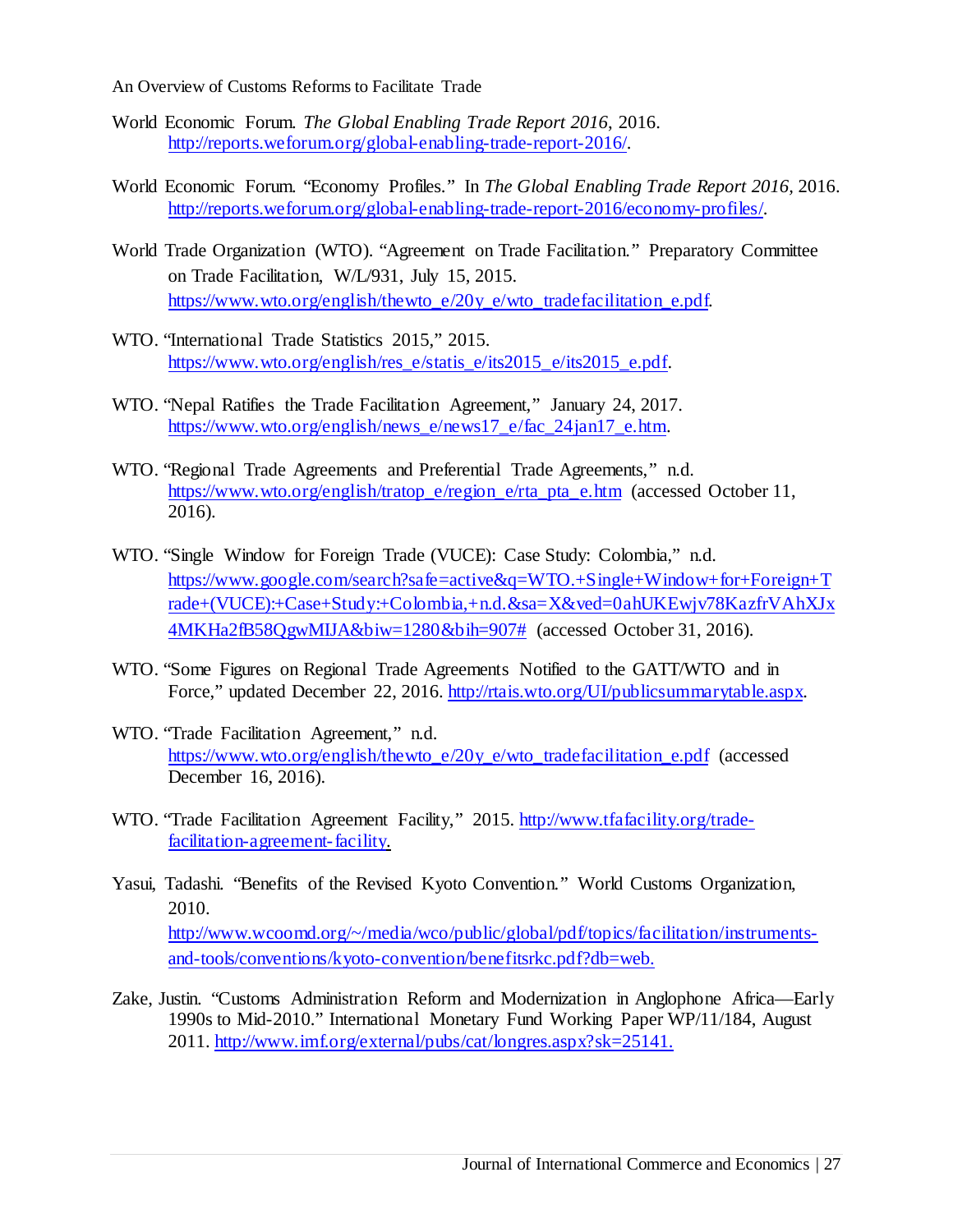World Economic Forum. *The Global Enabling Trade Report 2016*, 2016. http://reports.weforum.org/global-enabling-trade-report-2016/.

World Economic Forum. "Economy Profiles." In *The Global Enabling Trade Report 2016*, 2016. http://reports.weforum.org/global-enabling-trade-report-2016/economy-profiles/.

World Trade Organization (WTO). "Agreement on Trade Facilitation." Preparatory Committee on Trade Facilitation, W/L/931, July 15, 2015. https://www.wto.org/english/thewto_e/20y_e/wto_tradefacilitation_e.pdf.

WTO. "International Trade Statistics 2015," 2015. https://www.wto.org/english/res_e/statis_e/its2015_e/its2015_e.pdf.

WTO. "Nepal Ratifies the Trade Facilitation Agreement," January 24, 2017. https://www.wto.org/english/news_e/news17_e/fac_24jan17_e.htm.

WTO. "Regional Trade Agreements and Preferential Trade Agreements," n.d. https://www.wto.org/english/tratop_e/region_e/rta_pta_e.htm (accessed October 11, 2016).

WTO. "Single Window for Foreign Trade (VUCE): Case Study: Colombia," n.d. https://www.google.com/search?safe=active&q=WTO.+Single+Window+for+Foreign+Trade+(VUCE):+Case+Study:+Colombia,+n.d.&sa=X&ved=0ahUKEwjv78KazfrVAhXJx4MKHa2fB58QgwMIJA&biw=1280&bih=907# (accessed October 31, 2016).

WTO. "Some Figures on Regional Trade Agreements Notified to the GATT/WTO and in Force," updated December 22, 2016. http://rtais.wto.org/UI/publicsummarytable.aspx.

WTO. "Trade Facilitation Agreement," n.d. https://www.wto.org/english/thewto_e/20y_e/wto_tradefacilitation_e.pdf (accessed December 16, 2016).

WTO. "Trade Facilitation Agreement Facility," 2015. http://www.tfafacility.org/trade-facilitation-agreement-facility.

Yasui, Tadashi. "Benefits of the Revised Kyoto Convention." World Customs Organization, 2010. http://www.wcoomd.org/~/media/wco/public/global/pdf/topics/facilitation/instruments-and-tools/conventions/kyoto-convention/benefitsrkc.pdf?db=web.

Zake, Justin. "Customs Administration Reform and Modernization in Anglophone Africa—Early 1990s to Mid-2010." International Monetary Fund Working Paper WP/11/184, August 2011. http://www.imf.org/external/pubs/cat/longres.aspx?sk=25141.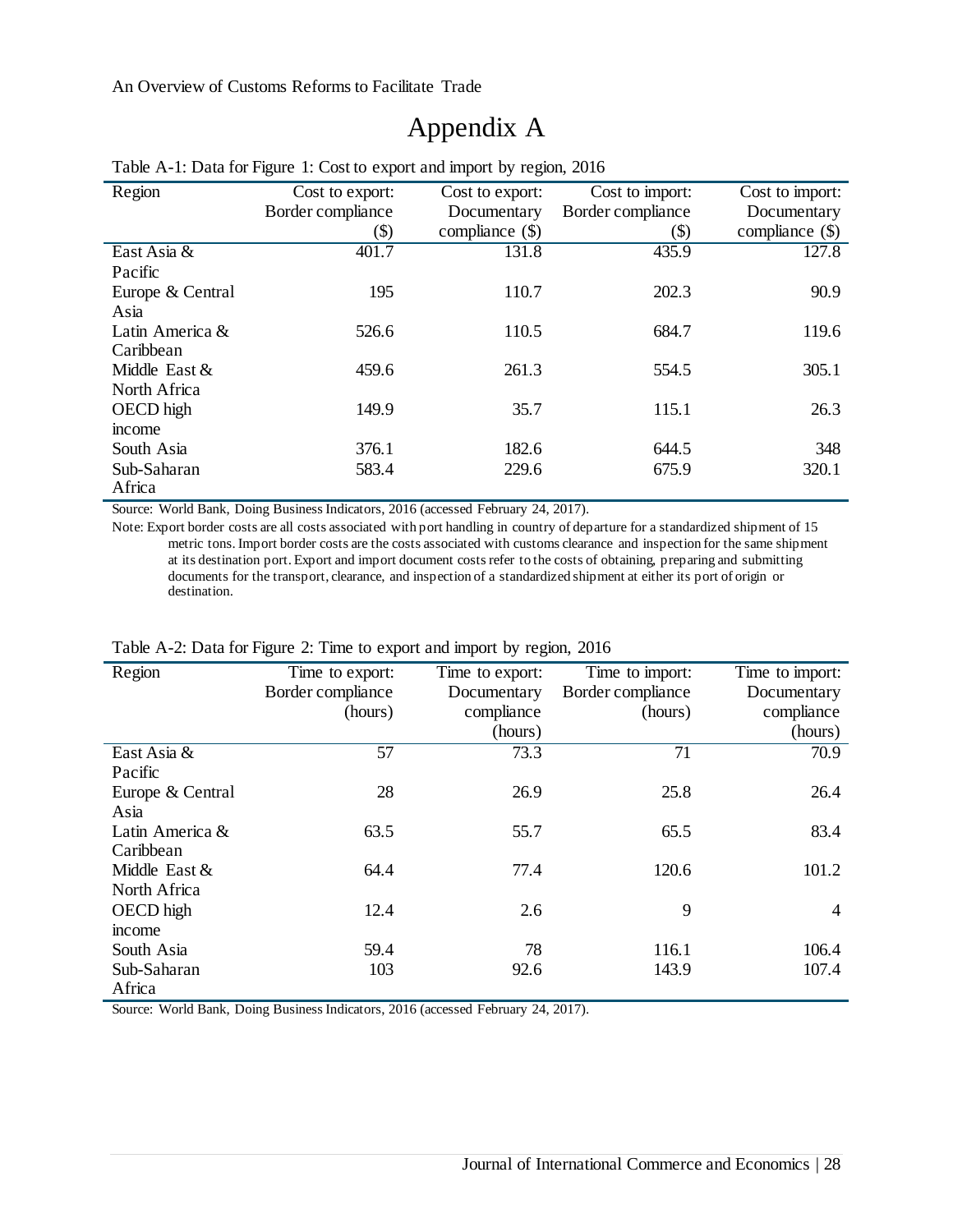# Appendix A

Table A-1: Data for Figure 1: Cost to export and import by region, 2016

| Region | Cost to export: Border compliance ($) | Cost to export: Documentary compliance ($) | Cost to import: Border compliance ($) | Cost to import: Documentary compliance ($) |
|---|---|---|---|---|
| East Asia & Pacific | 401.7 | 131.8 | 435.9 | 127.8 |
| Europe & Central Asia | 195 | 110.7 | 202.3 | 90.9 |
| Latin America & Caribbean | 526.6 | 110.5 | 684.7 | 119.6 |
| Middle East & North Africa | 459.6 | 261.3 | 554.5 | 305.1 |
| OECD high income | 149.9 | 35.7 | 115.1 | 26.3 |
| South Asia | 376.1 | 182.6 | 644.5 | 348 |
| Sub-Saharan Africa | 583.4 | 229.6 | 675.9 | 320.1 |

Source: World Bank, Doing Business Indicators, 2016 (accessed February 24, 2017).

Note: Export border costs are all costs associated with port handling in country of departure for a standardized shipment of 15 metric tons. Import border costs are the costs associated with customs clearance and inspection for the same shipment at its destination port. Export and import document costs refer to the costs of obtaining, preparing and submitting documents for the transport, clearance, and inspection of a standardized shipment at either its port of origin or destination.

Table A-2: Data for Figure 2: Time to export and import by region, 2016

| Region | Time to export: Border compliance (hours) | Time to export: Documentary compliance (hours) | Time to import: Border compliance (hours) | Time to import: Documentary compliance (hours) |
|---|---|---|---|---|
| East Asia & Pacific | 57 | 73.3 | 71 | 70.9 |
| Europe & Central Asia | 28 | 26.9 | 25.8 | 26.4 |
| Latin America & Caribbean | 63.5 | 55.7 | 65.5 | 83.4 |
| Middle East & North Africa | 64.4 | 77.4 | 120.6 | 101.2 |
| OECD high income | 12.4 | 2.6 | 9 | 4 |
| South Asia | 59.4 | 78 | 116.1 | 106.4 |
| Sub-Saharan Africa | 103 | 92.6 | 143.9 | 107.4 |

Source: World Bank, Doing Business Indicators, 2016 (accessed February 24, 2017).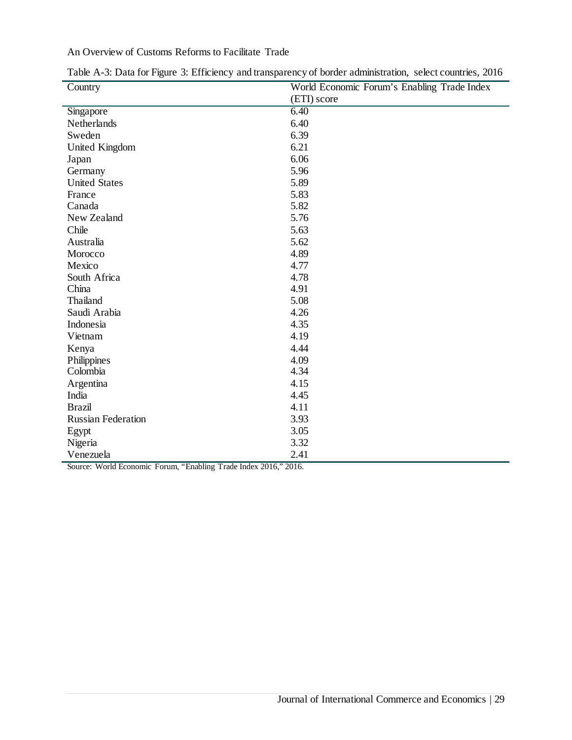Table A-3: Data for Figure 3: Efficiency and transparency of border administration, select countries, 2016

| Country | World Economic Forum's Enabling Trade Index (ETI) score |
|---|---|
| Singapore | 6.40 |
| Netherlands | 6.40 |
| Sweden | 6.39 |
| United Kingdom | 6.21 |
| Japan | 6.06 |
| Germany | 5.96 |
| United States | 5.89 |
| France | 5.83 |
| Canada | 5.82 |
| New Zealand | 5.76 |
| Chile | 5.63 |
| Australia | 5.62 |
| Morocco | 4.89 |
| Mexico | 4.77 |
| South Africa | 4.78 |
| China | 4.91 |
| Thailand | 5.08 |
| Saudi Arabia | 4.26 |
| Indonesia | 4.35 |
| Vietnam | 4.19 |
| Kenya | 4.44 |
| Philippines | 4.09 |
| Colombia | 4.34 |
| Argentina | 4.15 |
| India | 4.45 |
| Brazil | 4.11 |
| Russian Federation | 3.93 |
| Egypt | 3.05 |
| Nigeria | 3.32 |
| Venezuela | 2.41 |

Source: World Economic Forum, "Enabling Trade Index 2016," 2016.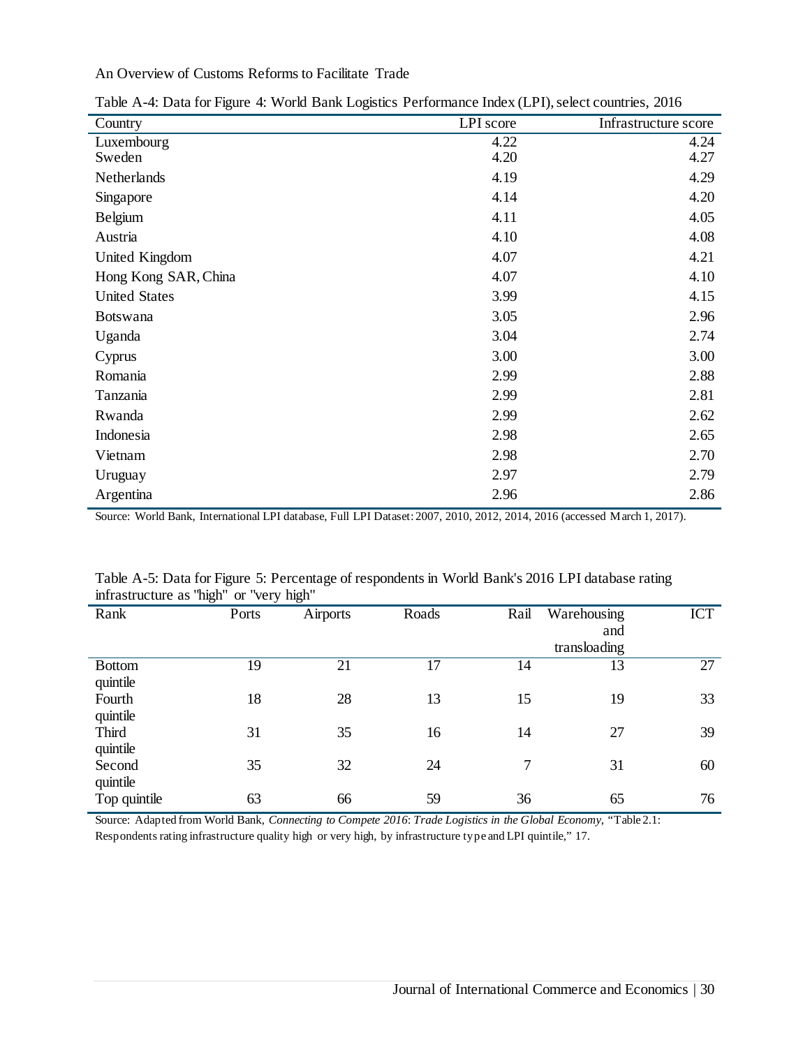Table A-4: Data for Figure 4: World Bank Logistics Performance Index (LPI), select countries, 2016

| Country | LPI score | Infrastructure score |
|---|---|---|
| Luxembourg | 4.22 | 4.24 |
| Sweden | 4.20 | 4.27 |
| Netherlands | 4.19 | 4.29 |
| Singapore | 4.14 | 4.20 |
| Belgium | 4.11 | 4.05 |
| Austria | 4.10 | 4.08 |
| United Kingdom | 4.07 | 4.21 |
| Hong Kong SAR, China | 4.07 | 4.10 |
| United States | 3.99 | 4.15 |
| Botswana | 3.05 | 2.96 |
| Uganda | 3.04 | 2.74 |
| Cyprus | 3.00 | 3.00 |
| Romania | 2.99 | 2.88 |
| Tanzania | 2.99 | 2.81 |
| Rwanda | 2.99 | 2.62 |
| Indonesia | 2.98 | 2.65 |
| Vietnam | 2.98 | 2.70 |
| Uruguay | 2.97 | 2.79 |
| Argentina | 2.96 | 2.86 |

Source: World Bank, International LPI database, Full LPI Dataset: 2007, 2010, 2012, 2014, 2016 (accessed March 1, 2017).

Table A-5: Data for Figure 5: Percentage of respondents in World Bank's 2016 LPI database rating infrastructure as "high" or "very high"

| Rank | Ports | Airports | Roads | Rail | Warehousing and transloading | ICT |
|---|---|---|---|---|---|---|
| Bottom quintile | 19 | 21 | 17 | 14 | 13 | 27 |
| Fourth quintile | 18 | 28 | 13 | 15 | 19 | 33 |
| Third quintile | 31 | 35 | 16 | 14 | 27 | 39 |
| Second quintile | 35 | 32 | 24 | 7 | 31 | 60 |
| Top quintile | 63 | 66 | 59 | 36 | 65 | 76 |

Source: Adapted from World Bank, *Connecting to Compete 2016*: *Trade Logistics in the Global Economy*, "Table 2.1: Respondents rating infrastructure quality high or very high, by infrastructure type and LPI quintile," 17.